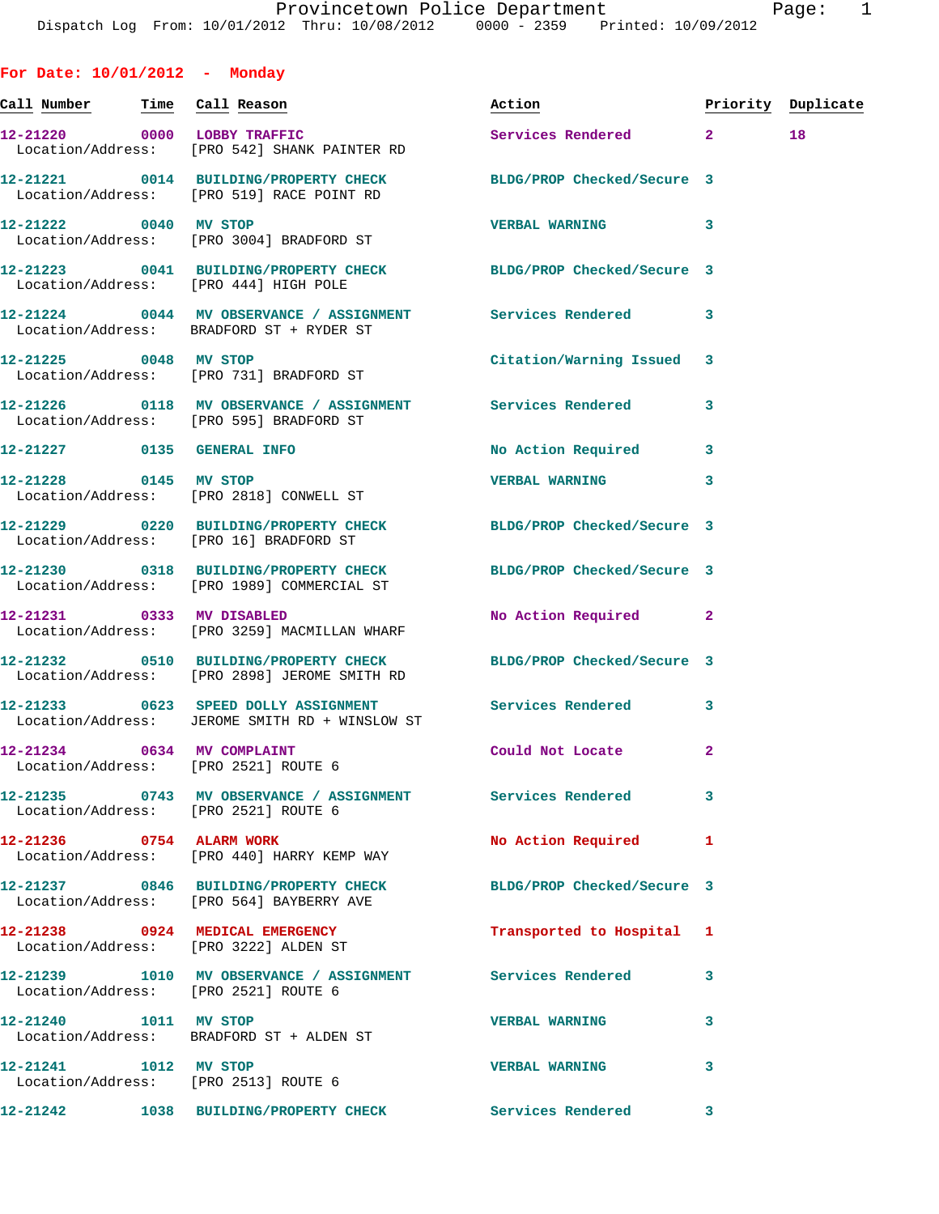Provincetown Police Department
Dispatch Log From: 10/01/2012 Thru: 10/08/2012 0000 - 2359 Printed: 10/09/2012

## For Date: 10/01/2012 - Monday

| Call Number | Time | Call Reason | Action | Priority | Duplicate |
|---|---|---|---|---|---|
| 12-21220 | 0000 | LOBBY TRAFFIC<br>Location/Address: [PRO 542] SHANK PAINTER RD | Services Rendered | 2 | 18 |
| 12-21221 | 0014 | BUILDING/PROPERTY CHECK<br>Location/Address: [PRO 519] RACE POINT RD | BLDG/PROP Checked/Secure | 3 | |
| 12-21222 | 0040 | MV STOP<br>Location/Address: [PRO 3004] BRADFORD ST | VERBAL WARNING | 3 | |
| 12-21223 | 0041 | BUILDING/PROPERTY CHECK<br>Location/Address: [PRO 444] HIGH POLE | BLDG/PROP Checked/Secure | 3 | |
| 12-21224 | 0044 | MV OBSERVANCE / ASSIGNMENT<br>Location/Address: BRADFORD ST + RYDER ST | Services Rendered | 3 | |
| 12-21225 | 0048 | MV STOP<br>Location/Address: [PRO 731] BRADFORD ST | Citation/Warning Issued | 3 | |
| 12-21226 | 0118 | MV OBSERVANCE / ASSIGNMENT<br>Location/Address: [PRO 595] BRADFORD ST | Services Rendered | 3 | |
| 12-21227 | 0135 | GENERAL INFO | No Action Required | 3 | |
| 12-21228 | 0145 | MV STOP<br>Location/Address: [PRO 2818] CONWELL ST | VERBAL WARNING | 3 | |
| 12-21229 | 0220 | BUILDING/PROPERTY CHECK<br>Location/Address: [PRO 16] BRADFORD ST | BLDG/PROP Checked/Secure | 3 | |
| 12-21230 | 0318 | BUILDING/PROPERTY CHECK<br>Location/Address: [PRO 1989] COMMERCIAL ST | BLDG/PROP Checked/Secure | 3 | |
| 12-21231 | 0333 | MV DISABLED<br>Location/Address: [PRO 3259] MACMILLAN WHARF | No Action Required | 2 | |
| 12-21232 | 0510 | BUILDING/PROPERTY CHECK<br>Location/Address: [PRO 2898] JEROME SMITH RD | BLDG/PROP Checked/Secure | 3 | |
| 12-21233 | 0623 | SPEED DOLLY ASSIGNMENT<br>Location/Address: JEROME SMITH RD + WINSLOW ST | Services Rendered | 3 | |
| 12-21234 | 0634 | MV COMPLAINT<br>Location/Address: [PRO 2521] ROUTE 6 | Could Not Locate | 2 | |
| 12-21235 | 0743 | MV OBSERVANCE / ASSIGNMENT<br>Location/Address: [PRO 2521] ROUTE 6 | Services Rendered | 3 | |
| 12-21236 | 0754 | ALARM WORK<br>Location/Address: [PRO 440] HARRY KEMP WAY | No Action Required | 1 | |
| 12-21237 | 0846 | BUILDING/PROPERTY CHECK<br>Location/Address: [PRO 564] BAYBERRY AVE | BLDG/PROP Checked/Secure | 3 | |
| 12-21238 | 0924 | MEDICAL EMERGENCY<br>Location/Address: [PRO 3222] ALDEN ST | Transported to Hospital | 1 | |
| 12-21239 | 1010 | MV OBSERVANCE / ASSIGNMENT<br>Location/Address: [PRO 2521] ROUTE 6 | Services Rendered | 3 | |
| 12-21240 | 1011 | MV STOP<br>Location/Address: BRADFORD ST + ALDEN ST | VERBAL WARNING | 3 | |
| 12-21241 | 1012 | MV STOP<br>Location/Address: [PRO 2513] ROUTE 6 | VERBAL WARNING | 3 | |
| 12-21242 | 1038 | BUILDING/PROPERTY CHECK | Services Rendered | 3 | |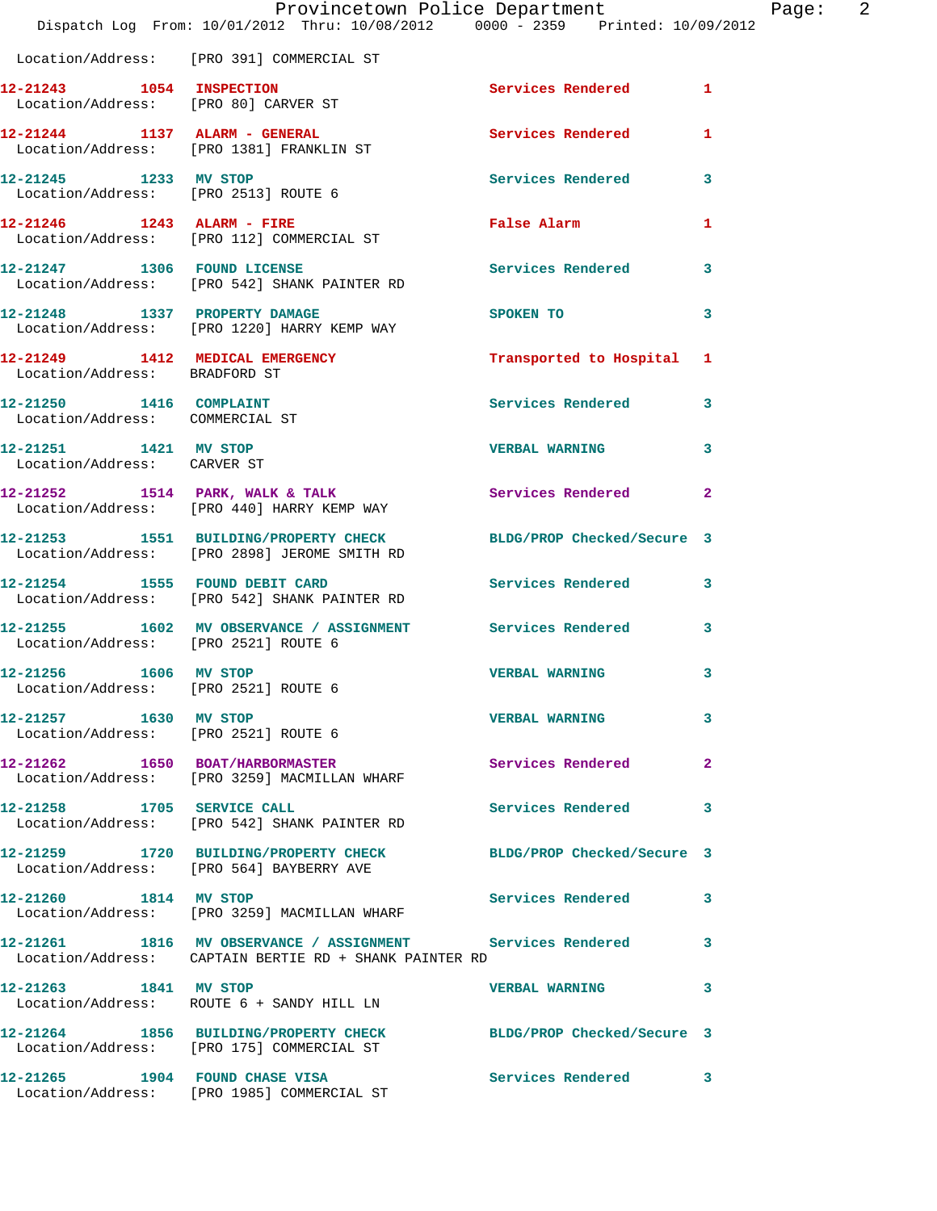Location/Address: [PRO 391] COMMERCIAL ST

| Call # | Time | Call Reason | Action | Priority |
|---|---|---|---|---|
| 12-21243 | 1054 | INSPECTION | Services Rendered | 1 |
| Location/Address: [PRO 80] CARVER ST | | | | |
| 12-21244 | 1137 | ALARM - GENERAL | Services Rendered | 1 |
| Location/Address: [PRO 1381] FRANKLIN ST | | | | |
| 12-21245 | 1233 | MV STOP | Services Rendered | 3 |
| Location/Address: [PRO 2513] ROUTE 6 | | | | |
| 12-21246 | 1243 | ALARM - FIRE | False Alarm | 1 |
| Location/Address: [PRO 112] COMMERCIAL ST | | | | |
| 12-21247 | 1306 | FOUND LICENSE | Services Rendered | 3 |
| Location/Address: [PRO 542] SHANK PAINTER RD | | | | |
| 12-21248 | 1337 | PROPERTY DAMAGE | SPOKEN TO | 3 |
| Location/Address: [PRO 1220] HARRY KEMP WAY | | | | |
| 12-21249 | 1412 | MEDICAL EMERGENCY | Transported to Hospital | 1 |
| Location/Address: BRADFORD ST | | | | |
| 12-21250 | 1416 | COMPLAINT | Services Rendered | 3 |
| Location/Address: COMMERCIAL ST | | | | |
| 12-21251 | 1421 | MV STOP | VERBAL WARNING | 3 |
| Location/Address: CARVER ST | | | | |
| 12-21252 | 1514 | PARK, WALK & TALK | Services Rendered | 2 |
| Location/Address: [PRO 440] HARRY KEMP WAY | | | | |
| 12-21253 | 1551 | BUILDING/PROPERTY CHECK | BLDG/PROP Checked/Secure | 3 |
| Location/Address: [PRO 2898] JEROME SMITH RD | | | | |
| 12-21254 | 1555 | FOUND DEBIT CARD | Services Rendered | 3 |
| Location/Address: [PRO 542] SHANK PAINTER RD | | | | |
| 12-21255 | 1602 | MV OBSERVANCE / ASSIGNMENT | Services Rendered | 3 |
| Location/Address: [PRO 2521] ROUTE 6 | | | | |
| 12-21256 | 1606 | MV STOP | VERBAL WARNING | 3 |
| Location/Address: [PRO 2521] ROUTE 6 | | | | |
| 12-21257 | 1630 | MV STOP | VERBAL WARNING | 3 |
| Location/Address: [PRO 2521] ROUTE 6 | | | | |
| 12-21262 | 1650 | BOAT/HARBORMASTER | Services Rendered | 2 |
| Location/Address: [PRO 3259] MACMILLAN WHARF | | | | |
| 12-21258 | 1705 | SERVICE CALL | Services Rendered | 3 |
| Location/Address: [PRO 542] SHANK PAINTER RD | | | | |
| 12-21259 | 1720 | BUILDING/PROPERTY CHECK | BLDG/PROP Checked/Secure | 3 |
| Location/Address: [PRO 564] BAYBERRY AVE | | | | |
| 12-21260 | 1814 | MV STOP | Services Rendered | 3 |
| Location/Address: [PRO 3259] MACMILLAN WHARF | | | | |
| 12-21261 | 1816 | MV OBSERVANCE / ASSIGNMENT | Services Rendered | 3 |
| Location/Address: CAPTAIN BERTIE RD + SHANK PAINTER RD | | | | |
| 12-21263 | 1841 | MV STOP | VERBAL WARNING | 3 |
| Location/Address: ROUTE 6 + SANDY HILL LN | | | | |
| 12-21264 | 1856 | BUILDING/PROPERTY CHECK | BLDG/PROP Checked/Secure | 3 |
| Location/Address: [PRO 175] COMMERCIAL ST | | | | |
| 12-21265 | 1904 | FOUND CHASE VISA | Services Rendered | 3 |
| Location/Address: [PRO 1985] COMMERCIAL ST | | | | |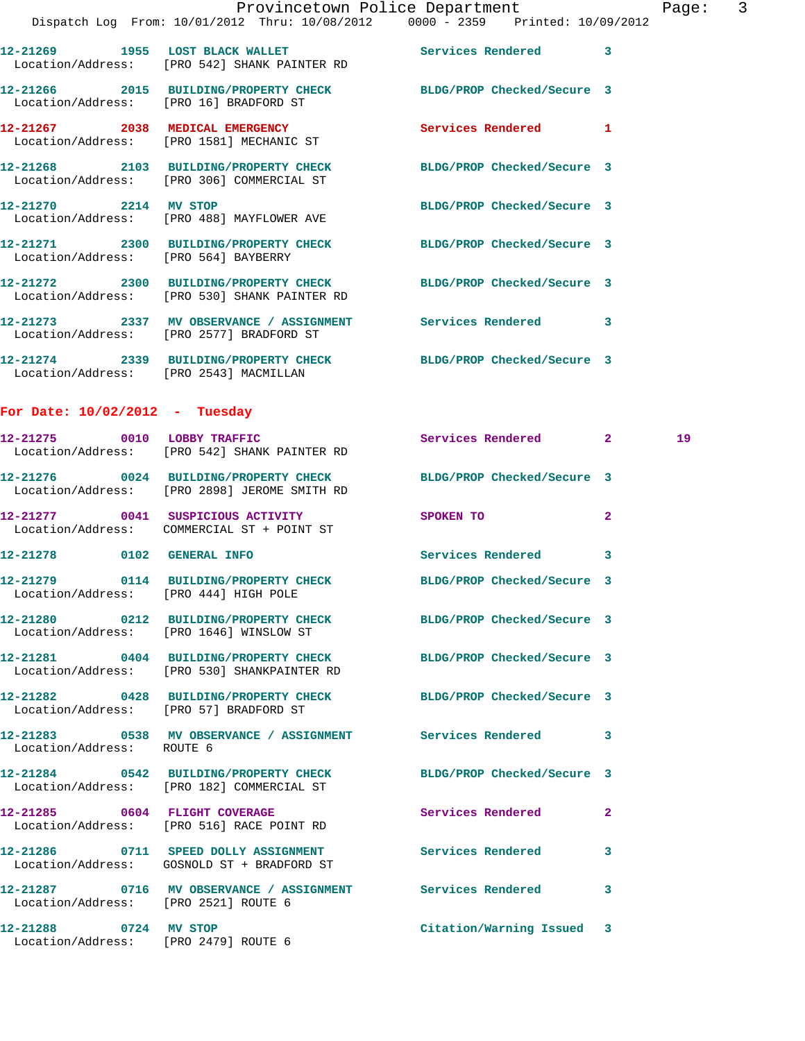12-21269 1955 LOST BLACK WALLET Services Rendered 3
Location/Address: [PRO 542] SHANK PAINTER RD

12-21266 2015 BUILDING/PROPERTY CHECK BLDG/PROP Checked/Secure 3
Location/Address: [PRO 16] BRADFORD ST

12-21267 2038 MEDICAL EMERGENCY Services Rendered 1
Location/Address: [PRO 1581] MECHANIC ST

12-21268 2103 BUILDING/PROPERTY CHECK BLDG/PROP Checked/Secure 3
Location/Address: [PRO 306] COMMERCIAL ST

12-21270 2214 MV STOP BLDG/PROP Checked/Secure 3
Location/Address: [PRO 488] MAYFLOWER AVE

12-21271 2300 BUILDING/PROPERTY CHECK BLDG/PROP Checked/Secure 3
Location/Address: [PRO 564] BAYBERRY

12-21272 2300 BUILDING/PROPERTY CHECK BLDG/PROP Checked/Secure 3
Location/Address: [PRO 530] SHANK PAINTER RD

12-21273 2337 MV OBSERVANCE / ASSIGNMENT Services Rendered 3
Location/Address: [PRO 2577] BRADFORD ST

12-21274 2339 BUILDING/PROPERTY CHECK BLDG/PROP Checked/Secure 3
Location/Address: [PRO 2543] MACMILLAN

**For Date: 10/02/2012 - Tuesday**

12-21275 0010 LOBBY TRAFFIC Services Rendered 2 19
Location/Address: [PRO 542] SHANK PAINTER RD

12-21276 0024 BUILDING/PROPERTY CHECK BLDG/PROP Checked/Secure 3
Location/Address: [PRO 2898] JEROME SMITH RD

12-21277 0041 SUSPICIOUS ACTIVITY SPOKEN TO 2
Location/Address: COMMERCIAL ST + POINT ST

12-21278 0102 GENERAL INFO Services Rendered 3

12-21279 0114 BUILDING/PROPERTY CHECK BLDG/PROP Checked/Secure 3
Location/Address: [PRO 444] HIGH POLE

12-21280 0212 BUILDING/PROPERTY CHECK BLDG/PROP Checked/Secure 3
Location/Address: [PRO 1646] WINSLOW ST

12-21281 0404 BUILDING/PROPERTY CHECK BLDG/PROP Checked/Secure 3
Location/Address: [PRO 530] SHANKPAINTER RD

12-21282 0428 BUILDING/PROPERTY CHECK BLDG/PROP Checked/Secure 3
Location/Address: [PRO 57] BRADFORD ST

12-21283 0538 MV OBSERVANCE / ASSIGNMENT Services Rendered 3
Location/Address: ROUTE 6

12-21284 0542 BUILDING/PROPERTY CHECK BLDG/PROP Checked/Secure 3
Location/Address: [PRO 182] COMMERCIAL ST

12-21285 0604 FLIGHT COVERAGE Services Rendered 2
Location/Address: [PRO 516] RACE POINT RD

12-21286 0711 SPEED DOLLY ASSIGNMENT Services Rendered 3
Location/Address: GOSNOLD ST + BRADFORD ST

12-21287 0716 MV OBSERVANCE / ASSIGNMENT Services Rendered 3
Location/Address: [PRO 2521] ROUTE 6

12-21288 0724 MV STOP Citation/Warning Issued 3
Location/Address: [PRO 2479] ROUTE 6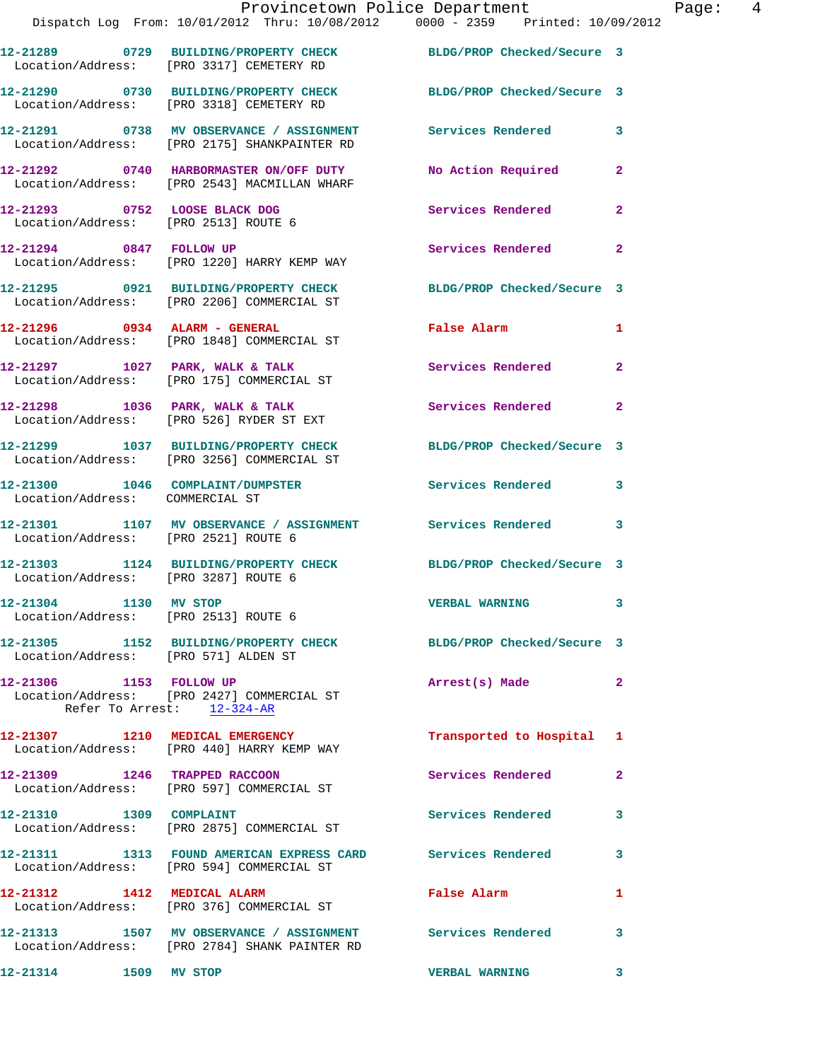12-21289 0729 BUILDING/PROPERTY CHECK BLDG/PROP Checked/Secure 3
Location/Address: [PRO 3317] CEMETERY RD

12-21290 0730 BUILDING/PROPERTY CHECK BLDG/PROP Checked/Secure 3
Location/Address: [PRO 3318] CEMETERY RD

12-21291 0738 MV OBSERVANCE / ASSIGNMENT Services Rendered 3
Location/Address: [PRO 2175] SHANKPAINTER RD

12-21292 0740 HARBORMASTER ON/OFF DUTY No Action Required 2
Location/Address: [PRO 2543] MACMILLAN WHARF

12-21293 0752 LOOSE BLACK DOG Services Rendered 2
Location/Address: [PRO 2513] ROUTE 6

12-21294 0847 FOLLOW UP Services Rendered 2
Location/Address: [PRO 1220] HARRY KEMP WAY

12-21295 0921 BUILDING/PROPERTY CHECK BLDG/PROP Checked/Secure 3
Location/Address: [PRO 2206] COMMERCIAL ST

12-21296 0934 ALARM - GENERAL False Alarm 1
Location/Address: [PRO 1848] COMMERCIAL ST

12-21297 1027 PARK, WALK & TALK Services Rendered 2
Location/Address: [PRO 175] COMMERCIAL ST

12-21298 1036 PARK, WALK & TALK Services Rendered 2
Location/Address: [PRO 526] RYDER ST EXT

12-21299 1037 BUILDING/PROPERTY CHECK BLDG/PROP Checked/Secure 3
Location/Address: [PRO 3256] COMMERCIAL ST

12-21300 1046 COMPLAINT/DUMPSTER Services Rendered 3
Location/Address: COMMERCIAL ST

12-21301 1107 MV OBSERVANCE / ASSIGNMENT Services Rendered 3
Location/Address: [PRO 2521] ROUTE 6

12-21303 1124 BUILDING/PROPERTY CHECK BLDG/PROP Checked/Secure 3
Location/Address: [PRO 3287] ROUTE 6

12-21304 1130 MV STOP VERBAL WARNING 3
Location/Address: [PRO 2513] ROUTE 6

12-21305 1152 BUILDING/PROPERTY CHECK BLDG/PROP Checked/Secure 3
Location/Address: [PRO 571] ALDEN ST

12-21306 1153 FOLLOW UP Arrest(s) Made 2
Location/Address: [PRO 2427] COMMERCIAL ST
Refer To Arrest: 12-324-AR

12-21307 1210 MEDICAL EMERGENCY Transported to Hospital 1
Location/Address: [PRO 440] HARRY KEMP WAY

12-21309 1246 TRAPPED RACCOON Services Rendered 2
Location/Address: [PRO 597] COMMERCIAL ST

12-21310 1309 COMPLAINT Services Rendered 3
Location/Address: [PRO 2875] COMMERCIAL ST

12-21311 1313 FOUND AMERICAN EXPRESS CARD Services Rendered 3
Location/Address: [PRO 594] COMMERCIAL ST

12-21312 1412 MEDICAL ALARM False Alarm 1
Location/Address: [PRO 376] COMMERCIAL ST

12-21313 1507 MV OBSERVANCE / ASSIGNMENT Services Rendered 3
Location/Address: [PRO 2784] SHANK PAINTER RD

12-21314 1509 MV STOP VERBAL WARNING 3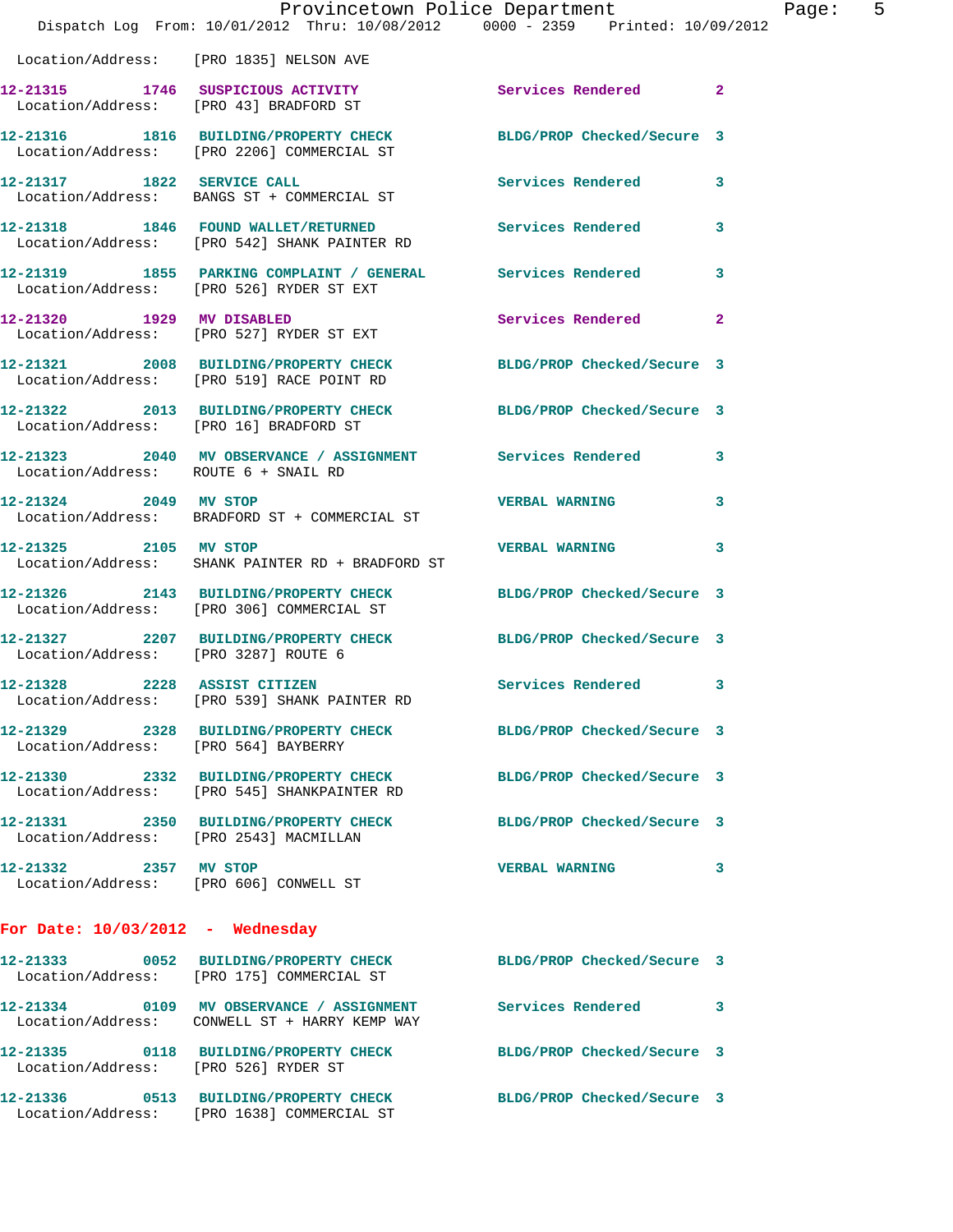Location/Address: [PRO 1835] NELSON AVE

| Call # | Time | Call Reason | Action | Priority |
|---|---|---|---|---|
| **12-21315** | **1746** | **SUSPICIOUS ACTIVITY** | **Services Rendered** | **2** |
| Location/Address: [PRO 43] BRADFORD ST | | | | |
| **12-21316** | **1816** | **BUILDING/PROPERTY CHECK** | **BLDG/PROP Checked/Secure** | **3** |
| Location/Address: [PRO 2206] COMMERCIAL ST | | | | |
| **12-21317** | **1822** | **SERVICE CALL** | **Services Rendered** | **3** |
| Location/Address: BANGS ST + COMMERCIAL ST | | | | |
| **12-21318** | **1846** | **FOUND WALLET/RETURNED** | **Services Rendered** | **3** |
| Location/Address: [PRO 542] SHANK PAINTER RD | | | | |
| **12-21319** | **1855** | **PARKING COMPLAINT / GENERAL** | **Services Rendered** | **3** |
| Location/Address: [PRO 526] RYDER ST EXT | | | | |
| **12-21320** | **1929** | **MV DISABLED** | **Services Rendered** | **2** |
| Location/Address: [PRO 527] RYDER ST EXT | | | | |
| **12-21321** | **2008** | **BUILDING/PROPERTY CHECK** | **BLDG/PROP Checked/Secure** | **3** |
| Location/Address: [PRO 519] RACE POINT RD | | | | |
| **12-21322** | **2013** | **BUILDING/PROPERTY CHECK** | **BLDG/PROP Checked/Secure** | **3** |
| Location/Address: [PRO 16] BRADFORD ST | | | | |
| **12-21323** | **2040** | **MV OBSERVANCE / ASSIGNMENT** | **Services Rendered** | **3** |
| Location/Address: ROUTE 6 + SNAIL RD | | | | |
| **12-21324** | **2049** | **MV STOP** | **VERBAL WARNING** | **3** |
| Location/Address: BRADFORD ST + COMMERCIAL ST | | | | |
| **12-21325** | **2105** | **MV STOP** | **VERBAL WARNING** | **3** |
| Location/Address: SHANK PAINTER RD + BRADFORD ST | | | | |
| **12-21326** | **2143** | **BUILDING/PROPERTY CHECK** | **BLDG/PROP Checked/Secure** | **3** |
| Location/Address: [PRO 306] COMMERCIAL ST | | | | |
| **12-21327** | **2207** | **BUILDING/PROPERTY CHECK** | **BLDG/PROP Checked/Secure** | **3** |
| Location/Address: [PRO 3287] ROUTE 6 | | | | |
| **12-21328** | **2228** | **ASSIST CITIZEN** | **Services Rendered** | **3** |
| Location/Address: [PRO 539] SHANK PAINTER RD | | | | |
| **12-21329** | **2328** | **BUILDING/PROPERTY CHECK** | **BLDG/PROP Checked/Secure** | **3** |
| Location/Address: [PRO 564] BAYBERRY | | | | |
| **12-21330** | **2332** | **BUILDING/PROPERTY CHECK** | **BLDG/PROP Checked/Secure** | **3** |
| Location/Address: [PRO 545] SHANKPAINTER RD | | | | |
| **12-21331** | **2350** | **BUILDING/PROPERTY CHECK** | **BLDG/PROP Checked/Secure** | **3** |
| Location/Address: [PRO 2543] MACMILLAN | | | | |
| **12-21332** | **2357** | **MV STOP** | **VERBAL WARNING** | **3** |
| Location/Address: [PRO 606] CONWELL ST | | | | |

## For Date: 10/03/2012 - Wednesday

| Call # | Time | Call Reason | Action | Priority |
|---|---|---|---|---|
| **12-21333** | **0052** | **BUILDING/PROPERTY CHECK** | **BLDG/PROP Checked/Secure** | **3** |
| Location/Address: [PRO 175] COMMERCIAL ST | | | | |
| **12-21334** | **0109** | **MV OBSERVANCE / ASSIGNMENT** | **Services Rendered** | **3** |
| Location/Address: CONWELL ST + HARRY KEMP WAY | | | | |
| **12-21335** | **0118** | **BUILDING/PROPERTY CHECK** | **BLDG/PROP Checked/Secure** | **3** |
| Location/Address: [PRO 526] RYDER ST | | | | |
| **12-21336** | **0513** | **BUILDING/PROPERTY CHECK** | **BLDG/PROP Checked/Secure** | **3** |
| Location/Address: [PRO 1638] COMMERCIAL ST | | | | |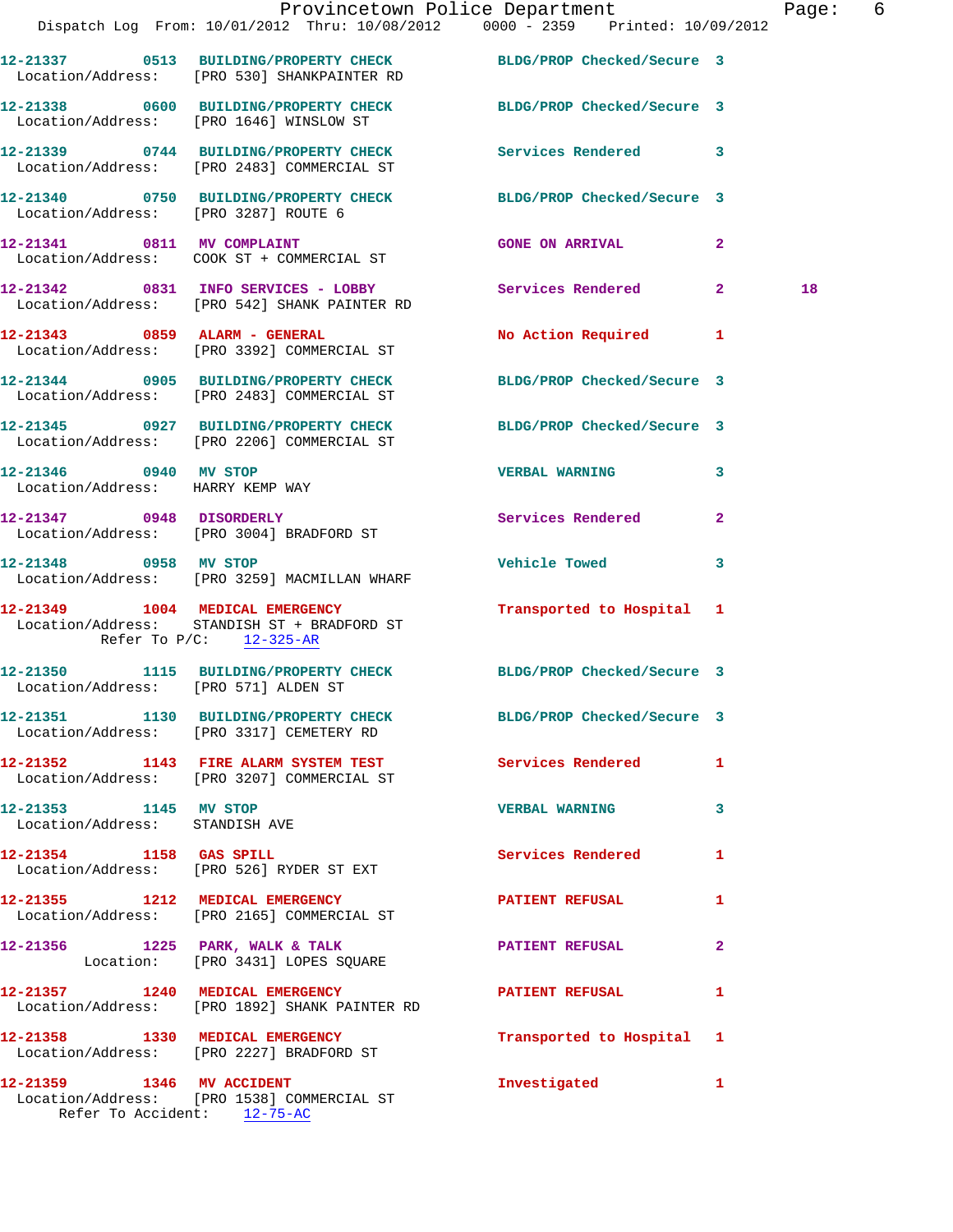12-21337 0513 BUILDING/PROPERTY CHECK BLDG/PROP Checked/Secure 3
Location/Address: [PRO 530] SHANKPAINTER RD

12-21338 0600 BUILDING/PROPERTY CHECK BLDG/PROP Checked/Secure 3
Location/Address: [PRO 1646] WINSLOW ST

12-21339 0744 BUILDING/PROPERTY CHECK Services Rendered 3
Location/Address: [PRO 2483] COMMERCIAL ST

12-21340 0750 BUILDING/PROPERTY CHECK BLDG/PROP Checked/Secure 3
Location/Address: [PRO 3287] ROUTE 6

12-21341 0811 MV COMPLAINT GONE ON ARRIVAL 2
Location/Address: COOK ST + COMMERCIAL ST

12-21342 0831 INFO SERVICES - LOBBY Services Rendered 2 18
Location/Address: [PRO 542] SHANK PAINTER RD

12-21343 0859 ALARM - GENERAL No Action Required 1
Location/Address: [PRO 3392] COMMERCIAL ST

12-21344 0905 BUILDING/PROPERTY CHECK BLDG/PROP Checked/Secure 3
Location/Address: [PRO 2483] COMMERCIAL ST

12-21345 0927 BUILDING/PROPERTY CHECK BLDG/PROP Checked/Secure 3
Location/Address: [PRO 2206] COMMERCIAL ST

12-21346 0940 MV STOP VERBAL WARNING 3
Location/Address: HARRY KEMP WAY

12-21347 0948 DISORDERLY Services Rendered 2
Location/Address: [PRO 3004] BRADFORD ST

12-21348 0958 MV STOP Vehicle Towed 3
Location/Address: [PRO 3259] MACMILLAN WHARF

12-21349 1004 MEDICAL EMERGENCY Transported to Hospital 1
Location/Address: STANDISH ST + BRADFORD ST
Refer To P/C: 12-325-AR

12-21350 1115 BUILDING/PROPERTY CHECK BLDG/PROP Checked/Secure 3
Location/Address: [PRO 571] ALDEN ST

12-21351 1130 BUILDING/PROPERTY CHECK BLDG/PROP Checked/Secure 3
Location/Address: [PRO 3317] CEMETERY RD

12-21352 1143 FIRE ALARM SYSTEM TEST Services Rendered 1
Location/Address: [PRO 3207] COMMERCIAL ST

12-21353 1145 MV STOP VERBAL WARNING 3
Location/Address: STANDISH AVE

12-21354 1158 GAS SPILL Services Rendered 1
Location/Address: [PRO 526] RYDER ST EXT

12-21355 1212 MEDICAL EMERGENCY PATIENT REFUSAL 1
Location/Address: [PRO 2165] COMMERCIAL ST

12-21356 1225 PARK, WALK & TALK PATIENT REFUSAL 2
Location: [PRO 3431] LOPES SQUARE

12-21357 1240 MEDICAL EMERGENCY PATIENT REFUSAL 1
Location/Address: [PRO 1892] SHANK PAINTER RD

12-21358 1330 MEDICAL EMERGENCY Transported to Hospital 1
Location/Address: [PRO 2227] BRADFORD ST

12-21359 1346 MV ACCIDENT Investigated 1
Location/Address: [PRO 1538] COMMERCIAL ST
Refer To Accident: 12-75-AC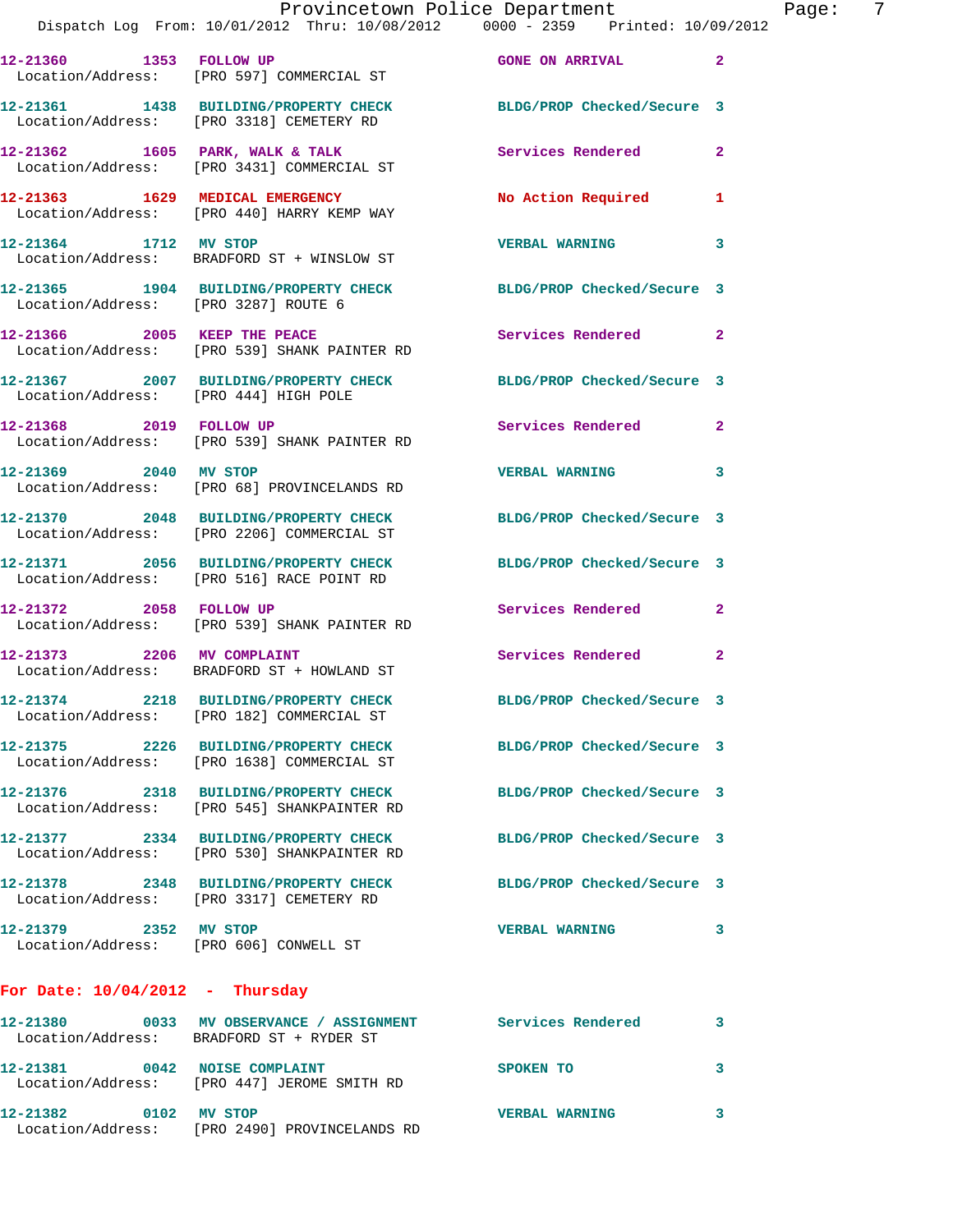| Call Number | Time | Call Reason | Action | Priority |
|---|---|---|---|---|
| 12-21360 | 1353 | FOLLOW UP | GONE ON ARRIVAL | 2 |
| Location/Address: | | [PRO 597] COMMERCIAL ST | | |
| 12-21361 | 1438 | BUILDING/PROPERTY CHECK | BLDG/PROP Checked/Secure | 3 |
| Location/Address: | | [PRO 3318] CEMETERY RD | | |
| 12-21362 | 1605 | PARK, WALK & TALK | Services Rendered | 2 |
| Location/Address: | | [PRO 3431] COMMERCIAL ST | | |
| 12-21363 | 1629 | MEDICAL EMERGENCY | No Action Required | 1 |
| Location/Address: | | [PRO 440] HARRY KEMP WAY | | |
| 12-21364 | 1712 | MV STOP | VERBAL WARNING | 3 |
| Location/Address: | | BRADFORD ST + WINSLOW ST | | |
| 12-21365 | 1904 | BUILDING/PROPERTY CHECK | BLDG/PROP Checked/Secure | 3 |
| Location/Address: | | [PRO 3287] ROUTE 6 | | |
| 12-21366 | 2005 | KEEP THE PEACE | Services Rendered | 2 |
| Location/Address: | | [PRO 539] SHANK PAINTER RD | | |
| 12-21367 | 2007 | BUILDING/PROPERTY CHECK | BLDG/PROP Checked/Secure | 3 |
| Location/Address: | | [PRO 444] HIGH POLE | | |
| 12-21368 | 2019 | FOLLOW UP | Services Rendered | 2 |
| Location/Address: | | [PRO 539] SHANK PAINTER RD | | |
| 12-21369 | 2040 | MV STOP | VERBAL WARNING | 3 |
| Location/Address: | | [PRO 68] PROVINCELANDS RD | | |
| 12-21370 | 2048 | BUILDING/PROPERTY CHECK | BLDG/PROP Checked/Secure | 3 |
| Location/Address: | | [PRO 2206] COMMERCIAL ST | | |
| 12-21371 | 2056 | BUILDING/PROPERTY CHECK | BLDG/PROP Checked/Secure | 3 |
| Location/Address: | | [PRO 516] RACE POINT RD | | |
| 12-21372 | 2058 | FOLLOW UP | Services Rendered | 2 |
| Location/Address: | | [PRO 539] SHANK PAINTER RD | | |
| 12-21373 | 2206 | MV COMPLAINT | Services Rendered | 2 |
| Location/Address: | | BRADFORD ST + HOWLAND ST | | |
| 12-21374 | 2218 | BUILDING/PROPERTY CHECK | BLDG/PROP Checked/Secure | 3 |
| Location/Address: | | [PRO 182] COMMERCIAL ST | | |
| 12-21375 | 2226 | BUILDING/PROPERTY CHECK | BLDG/PROP Checked/Secure | 3 |
| Location/Address: | | [PRO 1638] COMMERCIAL ST | | |
| 12-21376 | 2318 | BUILDING/PROPERTY CHECK | BLDG/PROP Checked/Secure | 3 |
| Location/Address: | | [PRO 545] SHANKPAINTER RD | | |
| 12-21377 | 2334 | BUILDING/PROPERTY CHECK | BLDG/PROP Checked/Secure | 3 |
| Location/Address: | | [PRO 530] SHANKPAINTER RD | | |
| 12-21378 | 2348 | BUILDING/PROPERTY CHECK | BLDG/PROP Checked/Secure | 3 |
| Location/Address: | | [PRO 3317] CEMETERY RD | | |
| 12-21379 | 2352 | MV STOP | VERBAL WARNING | 3 |
| Location/Address: | | [PRO 606] CONWELL ST | | |

**For Date: 10/04/2012 - Thursday**

| Call Number | Time | Call Reason | Action | Priority |
|---|---|---|---|---|
| 12-21380 | 0033 | MV OBSERVANCE / ASSIGNMENT | Services Rendered | 3 |
| Location/Address: | | BRADFORD ST + RYDER ST | | |
| 12-21381 | 0042 | NOISE COMPLAINT | SPOKEN TO | 3 |
| Location/Address: | | [PRO 447] JEROME SMITH RD | | |
| 12-21382 | 0102 | MV STOP | VERBAL WARNING | 3 |
| Location/Address: | | [PRO 2490] PROVINCELANDS RD | | |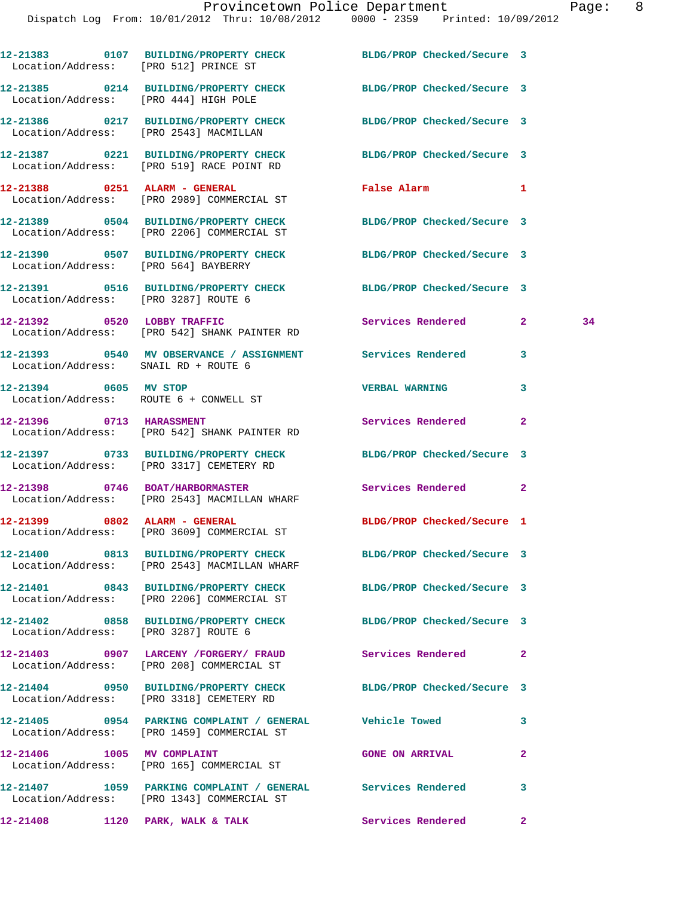Provincetown Police Department
Dispatch Log From: 10/01/2012 Thru: 10/08/2012 0000 - 2359 Printed: 10/09/2012

```
12-21383      0107  BUILDING/PROPERTY CHECK        BLDG/PROP Checked/Secure 3
  Location/Address:   [PRO 512] PRINCE ST

12-21385      0214  BUILDING/PROPERTY CHECK        BLDG/PROP Checked/Secure 3
  Location/Address:   [PRO 444] HIGH POLE

12-21386      0217  BUILDING/PROPERTY CHECK        BLDG/PROP Checked/Secure 3
  Location/Address:   [PRO 2543] MACMILLAN

12-21387      0221  BUILDING/PROPERTY CHECK        BLDG/PROP Checked/Secure 3
  Location/Address:   [PRO 519] RACE POINT RD

12-21388      0251  ALARM - GENERAL                False Alarm              1
  Location/Address:   [PRO 2989] COMMERCIAL ST

12-21389      0504  BUILDING/PROPERTY CHECK        BLDG/PROP Checked/Secure 3
  Location/Address:   [PRO 2206] COMMERCIAL ST

12-21390      0507  BUILDING/PROPERTY CHECK        BLDG/PROP Checked/Secure 3
  Location/Address:   [PRO 564] BAYBERRY

12-21391      0516  BUILDING/PROPERTY CHECK        BLDG/PROP Checked/Secure 3
  Location/Address:   [PRO 3287] ROUTE 6

12-21392      0520  LOBBY TRAFFIC                  Services Rendered        2        34
  Location/Address:   [PRO 542] SHANK PAINTER RD

12-21393      0540  MV OBSERVANCE / ASSIGNMENT     Services Rendered        3
  Location/Address:   SNAIL RD + ROUTE 6

12-21394      0605  MV STOP                        VERBAL WARNING           3
  Location/Address:   ROUTE 6 + CONWELL ST

12-21396      0713  HARASSMENT                     Services Rendered        2
  Location/Address:   [PRO 542] SHANK PAINTER RD

12-21397      0733  BUILDING/PROPERTY CHECK        BLDG/PROP Checked/Secure 3
  Location/Address:   [PRO 3317] CEMETERY RD

12-21398      0746  BOAT/HARBORMASTER              Services Rendered        2
  Location/Address:   [PRO 2543] MACMILLAN WHARF

12-21399      0802  ALARM - GENERAL                BLDG/PROP Checked/Secure 1
  Location/Address:   [PRO 3609] COMMERCIAL ST

12-21400      0813  BUILDING/PROPERTY CHECK        BLDG/PROP Checked/Secure 3
  Location/Address:   [PRO 2543] MACMILLAN WHARF

12-21401      0843  BUILDING/PROPERTY CHECK        BLDG/PROP Checked/Secure 3
  Location/Address:   [PRO 2206] COMMERCIAL ST

12-21402      0858  BUILDING/PROPERTY CHECK        BLDG/PROP Checked/Secure 3
  Location/Address:   [PRO 3287] ROUTE 6

12-21403      0907  LARCENY /FORGERY/ FRAUD        Services Rendered        2
  Location/Address:   [PRO 208] COMMERCIAL ST

12-21404      0950  BUILDING/PROPERTY CHECK        BLDG/PROP Checked/Secure 3
  Location/Address:   [PRO 3318] CEMETERY RD

12-21405      0954  PARKING COMPLAINT / GENERAL    Vehicle Towed            3
  Location/Address:   [PRO 1459] COMMERCIAL ST

12-21406      1005  MV COMPLAINT                   GONE ON ARRIVAL          2
  Location/Address:   [PRO 165] COMMERCIAL ST

12-21407      1059  PARKING COMPLAINT / GENERAL    Services Rendered        3
  Location/Address:   [PRO 1343] COMMERCIAL ST

12-21408      1120  PARK, WALK & TALK              Services Rendered        2
```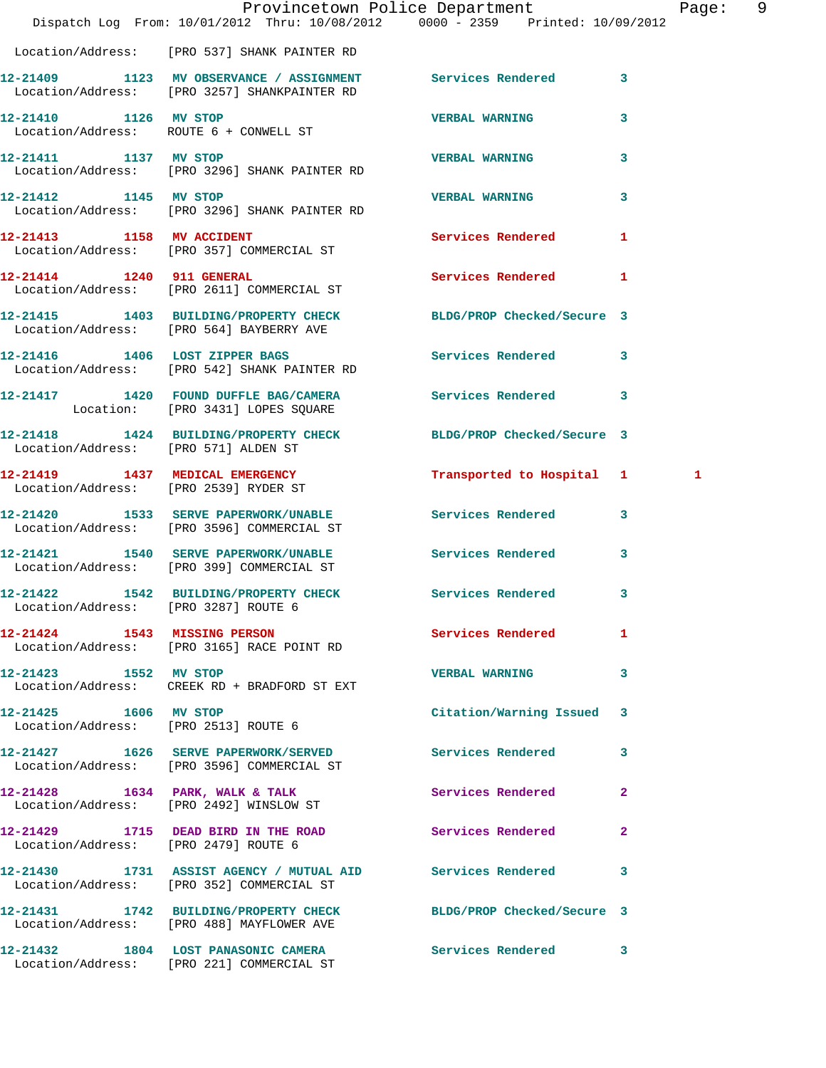Location/Address: [PRO 537] SHANK PAINTER RD

| Call Number | Time | Call Reason | Action | Priority | |
|---|---|---|---|---|---|
| 12-21409 | 1123 | MV OBSERVANCE / ASSIGNMENT | Services Rendered | 3 | |
| | | Location/Address: [PRO 3257] SHANKPAINTER RD | | | |
| 12-21410 | 1126 | MV STOP | VERBAL WARNING | 3 | |
| | | Location/Address: ROUTE 6 + CONWELL ST | | | |
| 12-21411 | 1137 | MV STOP | VERBAL WARNING | 3 | |
| | | Location/Address: [PRO 3296] SHANK PAINTER RD | | | |
| 12-21412 | 1145 | MV STOP | VERBAL WARNING | 3 | |
| | | Location/Address: [PRO 3296] SHANK PAINTER RD | | | |
| 12-21413 | 1158 | MV ACCIDENT | Services Rendered | 1 | |
| | | Location/Address: [PRO 357] COMMERCIAL ST | | | |
| 12-21414 | 1240 | 911 GENERAL | Services Rendered | 1 | |
| | | Location/Address: [PRO 2611] COMMERCIAL ST | | | |
| 12-21415 | 1403 | BUILDING/PROPERTY CHECK | BLDG/PROP Checked/Secure | 3 | |
| | | Location/Address: [PRO 564] BAYBERRY AVE | | | |
| 12-21416 | 1406 | LOST ZIPPER BAGS | Services Rendered | 3 | |
| | | Location/Address: [PRO 542] SHANK PAINTER RD | | | |
| 12-21417 | 1420 | FOUND DUFFLE BAG/CAMERA | Services Rendered | 3 | |
| | | Location: [PRO 3431] LOPES SQUARE | | | |
| 12-21418 | 1424 | BUILDING/PROPERTY CHECK | BLDG/PROP Checked/Secure | 3 | |
| | | Location/Address: [PRO 571] ALDEN ST | | | |
| 12-21419 | 1437 | MEDICAL EMERGENCY | Transported to Hospital | 1 | 1 |
| | | Location/Address: [PRO 2539] RYDER ST | | | |
| 12-21420 | 1533 | SERVE PAPERWORK/UNABLE | Services Rendered | 3 | |
| | | Location/Address: [PRO 3596] COMMERCIAL ST | | | |
| 12-21421 | 1540 | SERVE PAPERWORK/UNABLE | Services Rendered | 3 | |
| | | Location/Address: [PRO 399] COMMERCIAL ST | | | |
| 12-21422 | 1542 | BUILDING/PROPERTY CHECK | Services Rendered | 3 | |
| | | Location/Address: [PRO 3287] ROUTE 6 | | | |
| 12-21424 | 1543 | MISSING PERSON | Services Rendered | 1 | |
| | | Location/Address: [PRO 3165] RACE POINT RD | | | |
| 12-21423 | 1552 | MV STOP | VERBAL WARNING | 3 | |
| | | Location/Address: CREEK RD + BRADFORD ST EXT | | | |
| 12-21425 | 1606 | MV STOP | Citation/Warning Issued | 3 | |
| | | Location/Address: [PRO 2513] ROUTE 6 | | | |
| 12-21427 | 1626 | SERVE PAPERWORK/SERVED | Services Rendered | 3 | |
| | | Location/Address: [PRO 3596] COMMERCIAL ST | | | |
| 12-21428 | 1634 | PARK, WALK & TALK | Services Rendered | 2 | |
| | | Location/Address: [PRO 2492] WINSLOW ST | | | |
| 12-21429 | 1715 | DEAD BIRD IN THE ROAD | Services Rendered | 2 | |
| | | Location/Address: [PRO 2479] ROUTE 6 | | | |
| 12-21430 | 1731 | ASSIST AGENCY / MUTUAL AID | Services Rendered | 3 | |
| | | Location/Address: [PRO 352] COMMERCIAL ST | | | |
| 12-21431 | 1742 | BUILDING/PROPERTY CHECK | BLDG/PROP Checked/Secure | 3 | |
| | | Location/Address: [PRO 488] MAYFLOWER AVE | | | |
| 12-21432 | 1804 | LOST PANASONIC CAMERA | Services Rendered | 3 | |
| | | Location/Address: [PRO 221] COMMERCIAL ST | | | |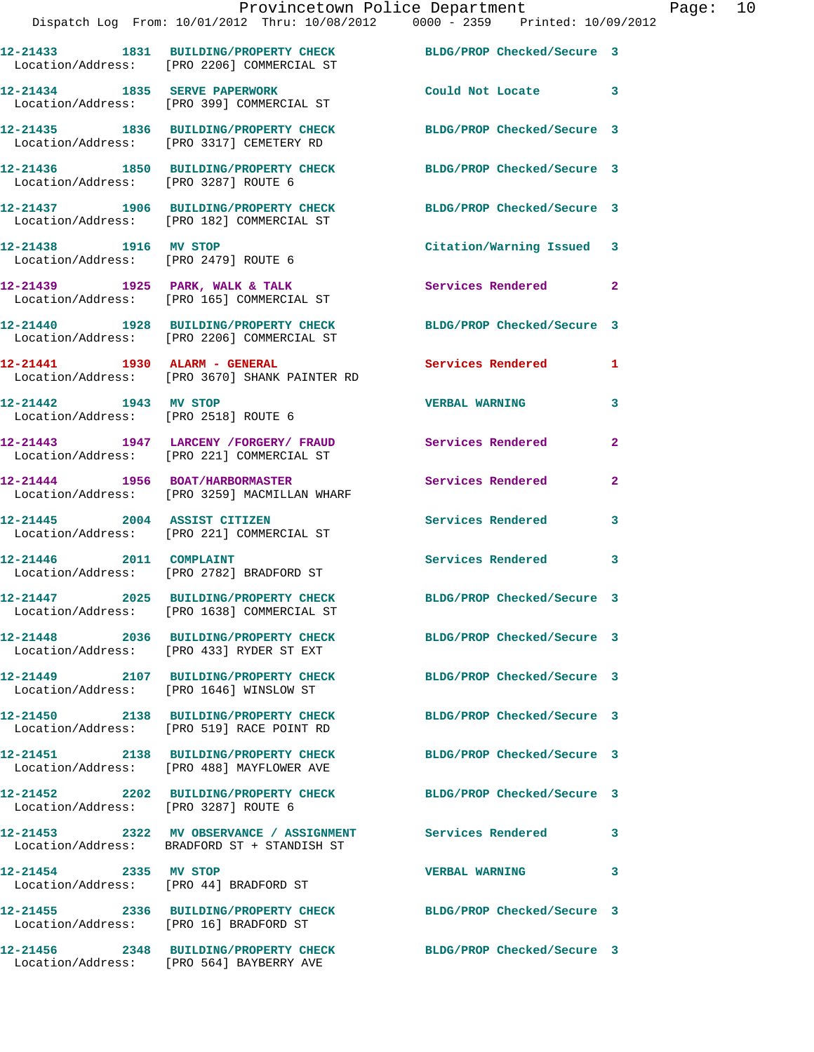| Call # | Time | Call Reason | Action | Priority |
|---|---|---|---|---|
| 12-21433 | 1831 | BUILDING/PROPERTY CHECK | BLDG/PROP Checked/Secure | 3 |
| Location/Address: | | [PRO 2206] COMMERCIAL ST | | |
| 12-21434 | 1835 | SERVE PAPERWORK | Could Not Locate | 3 |
| Location/Address: | | [PRO 399] COMMERCIAL ST | | |
| 12-21435 | 1836 | BUILDING/PROPERTY CHECK | BLDG/PROP Checked/Secure | 3 |
| Location/Address: | | [PRO 3317] CEMETERY RD | | |
| 12-21436 | 1850 | BUILDING/PROPERTY CHECK | BLDG/PROP Checked/Secure | 3 |
| Location/Address: | | [PRO 3287] ROUTE 6 | | |
| 12-21437 | 1906 | BUILDING/PROPERTY CHECK | BLDG/PROP Checked/Secure | 3 |
| Location/Address: | | [PRO 182] COMMERCIAL ST | | |
| 12-21438 | 1916 | MV STOP | Citation/Warning Issued | 3 |
| Location/Address: | | [PRO 2479] ROUTE 6 | | |
| 12-21439 | 1925 | PARK, WALK & TALK | Services Rendered | 2 |
| Location/Address: | | [PRO 165] COMMERCIAL ST | | |
| 12-21440 | 1928 | BUILDING/PROPERTY CHECK | BLDG/PROP Checked/Secure | 3 |
| Location/Address: | | [PRO 2206] COMMERCIAL ST | | |
| 12-21441 | 1930 | ALARM - GENERAL | Services Rendered | 1 |
| Location/Address: | | [PRO 3670] SHANK PAINTER RD | | |
| 12-21442 | 1943 | MV STOP | VERBAL WARNING | 3 |
| Location/Address: | | [PRO 2518] ROUTE 6 | | |
| 12-21443 | 1947 | LARCENY /FORGERY/ FRAUD | Services Rendered | 2 |
| Location/Address: | | [PRO 221] COMMERCIAL ST | | |
| 12-21444 | 1956 | BOAT/HARBORMASTER | Services Rendered | 2 |
| Location/Address: | | [PRO 3259] MACMILLAN WHARF | | |
| 12-21445 | 2004 | ASSIST CITIZEN | Services Rendered | 3 |
| Location/Address: | | [PRO 221] COMMERCIAL ST | | |
| 12-21446 | 2011 | COMPLAINT | Services Rendered | 3 |
| Location/Address: | | [PRO 2782] BRADFORD ST | | |
| 12-21447 | 2025 | BUILDING/PROPERTY CHECK | BLDG/PROP Checked/Secure | 3 |
| Location/Address: | | [PRO 1638] COMMERCIAL ST | | |
| 12-21448 | 2036 | BUILDING/PROPERTY CHECK | BLDG/PROP Checked/Secure | 3 |
| Location/Address: | | [PRO 433] RYDER ST EXT | | |
| 12-21449 | 2107 | BUILDING/PROPERTY CHECK | BLDG/PROP Checked/Secure | 3 |
| Location/Address: | | [PRO 1646] WINSLOW ST | | |
| 12-21450 | 2138 | BUILDING/PROPERTY CHECK | BLDG/PROP Checked/Secure | 3 |
| Location/Address: | | [PRO 519] RACE POINT RD | | |
| 12-21451 | 2138 | BUILDING/PROPERTY CHECK | BLDG/PROP Checked/Secure | 3 |
| Location/Address: | | [PRO 488] MAYFLOWER AVE | | |
| 12-21452 | 2202 | BUILDING/PROPERTY CHECK | BLDG/PROP Checked/Secure | 3 |
| Location/Address: | | [PRO 3287] ROUTE 6 | | |
| 12-21453 | 2322 | MV OBSERVANCE / ASSIGNMENT | Services Rendered | 3 |
| Location/Address: | | BRADFORD ST + STANDISH ST | | |
| 12-21454 | 2335 | MV STOP | VERBAL WARNING | 3 |
| Location/Address: | | [PRO 44] BRADFORD ST | | |
| 12-21455 | 2336 | BUILDING/PROPERTY CHECK | BLDG/PROP Checked/Secure | 3 |
| Location/Address: | | [PRO 16] BRADFORD ST | | |
| 12-21456 | 2348 | BUILDING/PROPERTY CHECK | BLDG/PROP Checked/Secure | 3 |
| Location/Address: | | [PRO 564] BAYBERRY AVE | | |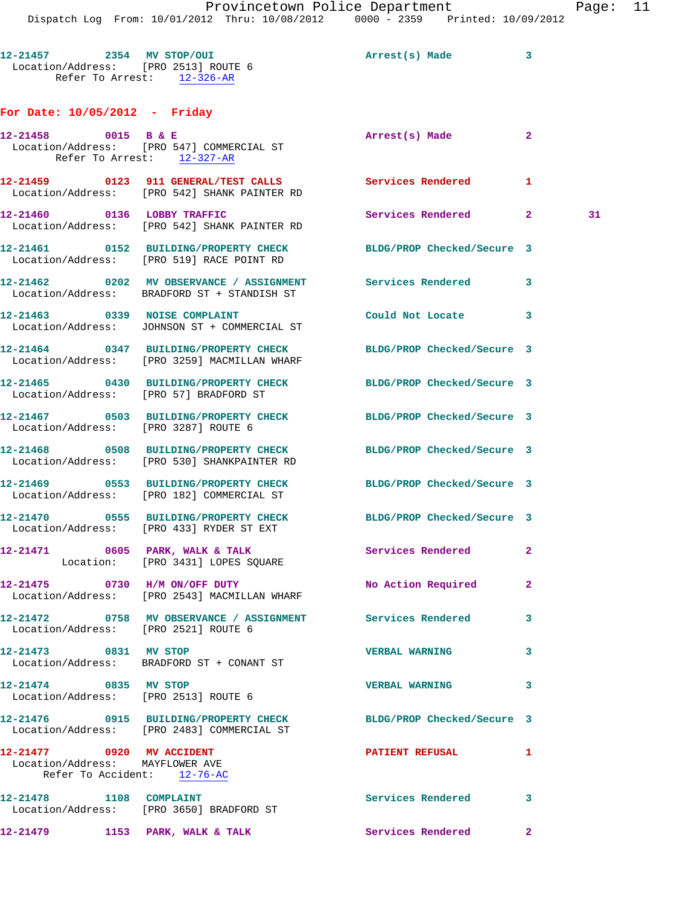12-21457 2354 MV STOP/OUI Arrest(s) Made 3
Location/Address: [PRO 2513] ROUTE 6
Refer To Arrest: 12-326-AR

**For Date: 10/05/2012 - Friday**

12-21458 0015 B & E Arrest(s) Made 2
Location/Address: [PRO 547] COMMERCIAL ST
Refer To Arrest: 12-327-AR

12-21459 0123 911 GENERAL/TEST CALLS Services Rendered 1
Location/Address: [PRO 542] SHANK PAINTER RD

12-21460 0136 LOBBY TRAFFIC Services Rendered 2 31
Location/Address: [PRO 542] SHANK PAINTER RD

12-21461 0152 BUILDING/PROPERTY CHECK BLDG/PROP Checked/Secure 3
Location/Address: [PRO 519] RACE POINT RD

12-21462 0202 MV OBSERVANCE / ASSIGNMENT Services Rendered 3
Location/Address: BRADFORD ST + STANDISH ST

12-21463 0339 NOISE COMPLAINT Could Not Locate 3
Location/Address: JOHNSON ST + COMMERCIAL ST

12-21464 0347 BUILDING/PROPERTY CHECK BLDG/PROP Checked/Secure 3
Location/Address: [PRO 3259] MACMILLAN WHARF

12-21465 0430 BUILDING/PROPERTY CHECK BLDG/PROP Checked/Secure 3
Location/Address: [PRO 57] BRADFORD ST

12-21467 0503 BUILDING/PROPERTY CHECK BLDG/PROP Checked/Secure 3
Location/Address: [PRO 3287] ROUTE 6

12-21468 0508 BUILDING/PROPERTY CHECK BLDG/PROP Checked/Secure 3
Location/Address: [PRO 530] SHANKPAINTER RD

12-21469 0553 BUILDING/PROPERTY CHECK BLDG/PROP Checked/Secure 3
Location/Address: [PRO 182] COMMERCIAL ST

12-21470 0555 BUILDING/PROPERTY CHECK BLDG/PROP Checked/Secure 3
Location/Address: [PRO 433] RYDER ST EXT

12-21471 0605 PARK, WALK & TALK Services Rendered 2
Location: [PRO 3431] LOPES SQUARE

12-21475 0730 H/M ON/OFF DUTY No Action Required 2
Location/Address: [PRO 2543] MACMILLAN WHARF

12-21472 0758 MV OBSERVANCE / ASSIGNMENT Services Rendered 3
Location/Address: [PRO 2521] ROUTE 6

12-21473 0831 MV STOP VERBAL WARNING 3
Location/Address: BRADFORD ST + CONANT ST

12-21474 0835 MV STOP VERBAL WARNING 3
Location/Address: [PRO 2513] ROUTE 6

12-21476 0915 BUILDING/PROPERTY CHECK BLDG/PROP Checked/Secure 3
Location/Address: [PRO 2483] COMMERCIAL ST

12-21477 0920 MV ACCIDENT PATIENT REFUSAL 1
Location/Address: MAYFLOWER AVE
Refer To Accident: 12-76-AC

12-21478 1108 COMPLAINT Services Rendered 3
Location/Address: [PRO 3650] BRADFORD ST

12-21479 1153 PARK, WALK & TALK Services Rendered 2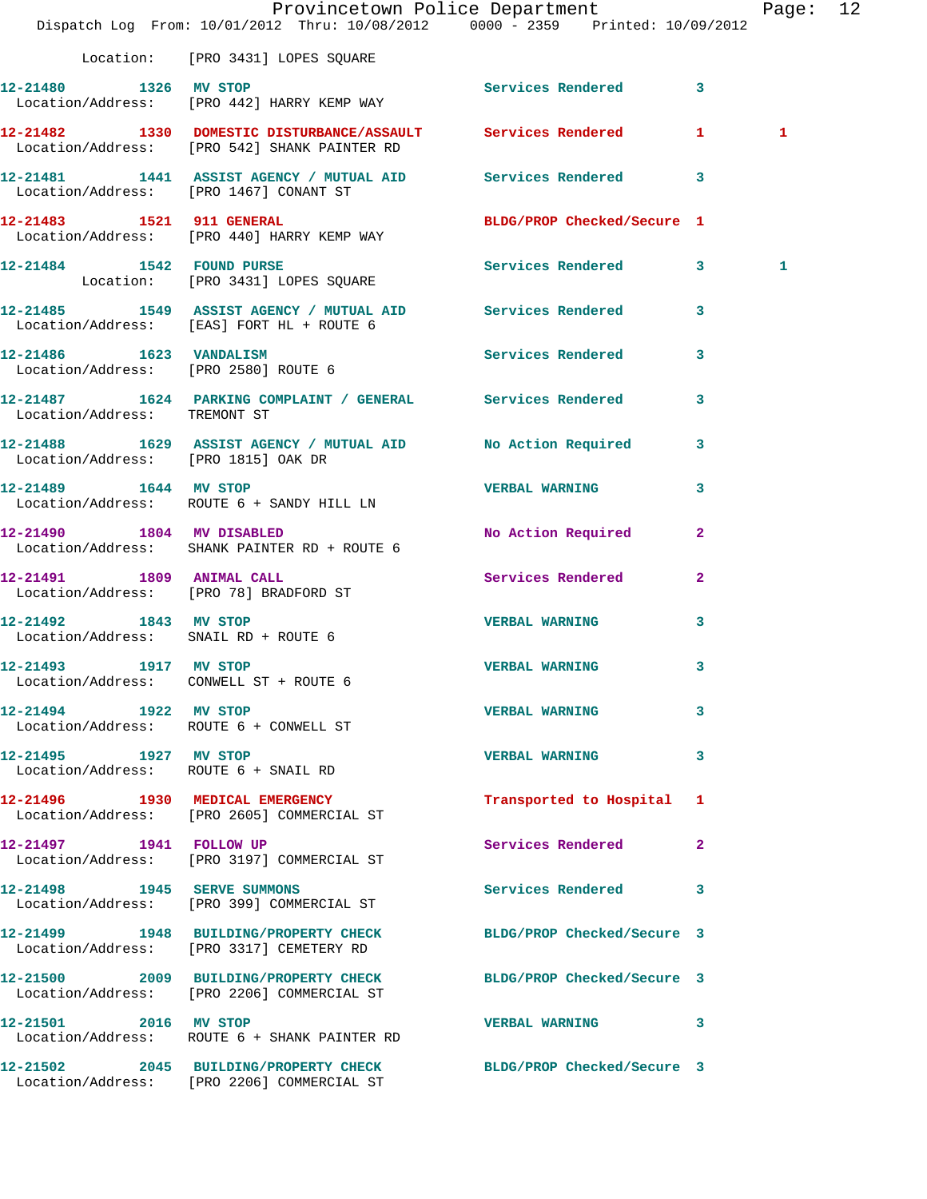Location: [PRO 3431] LOPES SQUARE

| Call # | Time | Call Reason | Action | Priority | |
|---|---|---|---|---|---|
| 12-21480 | 1326 | MV STOP | Services Rendered | 3 | |
| | | Location/Address: [PRO 442] HARRY KEMP WAY | | | |
| 12-21482 | 1330 | DOMESTIC DISTURBANCE/ASSAULT | Services Rendered | 1 | 1 |
| | | Location/Address: [PRO 542] SHANK PAINTER RD | | | |
| 12-21481 | 1441 | ASSIST AGENCY / MUTUAL AID | Services Rendered | 3 | |
| | | Location/Address: [PRO 1467] CONANT ST | | | |
| 12-21483 | 1521 | 911 GENERAL | BLDG/PROP Checked/Secure | 1 | |
| | | Location/Address: [PRO 440] HARRY KEMP WAY | | | |
| 12-21484 | 1542 | FOUND PURSE | Services Rendered | 3 | 1 |
| | | Location: [PRO 3431] LOPES SQUARE | | | |
| 12-21485 | 1549 | ASSIST AGENCY / MUTUAL AID | Services Rendered | 3 | |
| | | Location/Address: [EAS] FORT HL + ROUTE 6 | | | |
| 12-21486 | 1623 | VANDALISM | Services Rendered | 3 | |
| | | Location/Address: [PRO 2580] ROUTE 6 | | | |
| 12-21487 | 1624 | PARKING COMPLAINT / GENERAL | Services Rendered | 3 | |
| | | Location/Address: TREMONT ST | | | |
| 12-21488 | 1629 | ASSIST AGENCY / MUTUAL AID | No Action Required | 3 | |
| | | Location/Address: [PRO 1815] OAK DR | | | |
| 12-21489 | 1644 | MV STOP | VERBAL WARNING | 3 | |
| | | Location/Address: ROUTE 6 + SANDY HILL LN | | | |
| 12-21490 | 1804 | MV DISABLED | No Action Required | 2 | |
| | | Location/Address: SHANK PAINTER RD + ROUTE 6 | | | |
| 12-21491 | 1809 | ANIMAL CALL | Services Rendered | 2 | |
| | | Location/Address: [PRO 78] BRADFORD ST | | | |
| 12-21492 | 1843 | MV STOP | VERBAL WARNING | 3 | |
| | | Location/Address: SNAIL RD + ROUTE 6 | | | |
| 12-21493 | 1917 | MV STOP | VERBAL WARNING | 3 | |
| | | Location/Address: CONWELL ST + ROUTE 6 | | | |
| 12-21494 | 1922 | MV STOP | VERBAL WARNING | 3 | |
| | | Location/Address: ROUTE 6 + CONWELL ST | | | |
| 12-21495 | 1927 | MV STOP | VERBAL WARNING | 3 | |
| | | Location/Address: ROUTE 6 + SNAIL RD | | | |
| 12-21496 | 1930 | MEDICAL EMERGENCY | Transported to Hospital | 1 | |
| | | Location/Address: [PRO 2605] COMMERCIAL ST | | | |
| 12-21497 | 1941 | FOLLOW UP | Services Rendered | 2 | |
| | | Location/Address: [PRO 3197] COMMERCIAL ST | | | |
| 12-21498 | 1945 | SERVE SUMMONS | Services Rendered | 3 | |
| | | Location/Address: [PRO 399] COMMERCIAL ST | | | |
| 12-21499 | 1948 | BUILDING/PROPERTY CHECK | BLDG/PROP Checked/Secure | 3 | |
| | | Location/Address: [PRO 3317] CEMETERY RD | | | |
| 12-21500 | 2009 | BUILDING/PROPERTY CHECK | BLDG/PROP Checked/Secure | 3 | |
| | | Location/Address: [PRO 2206] COMMERCIAL ST | | | |
| 12-21501 | 2016 | MV STOP | VERBAL WARNING | 3 | |
| | | Location/Address: ROUTE 6 + SHANK PAINTER RD | | | |
| 12-21502 | 2045 | BUILDING/PROPERTY CHECK | BLDG/PROP Checked/Secure | 3 | |
| | | Location/Address: [PRO 2206] COMMERCIAL ST | | | |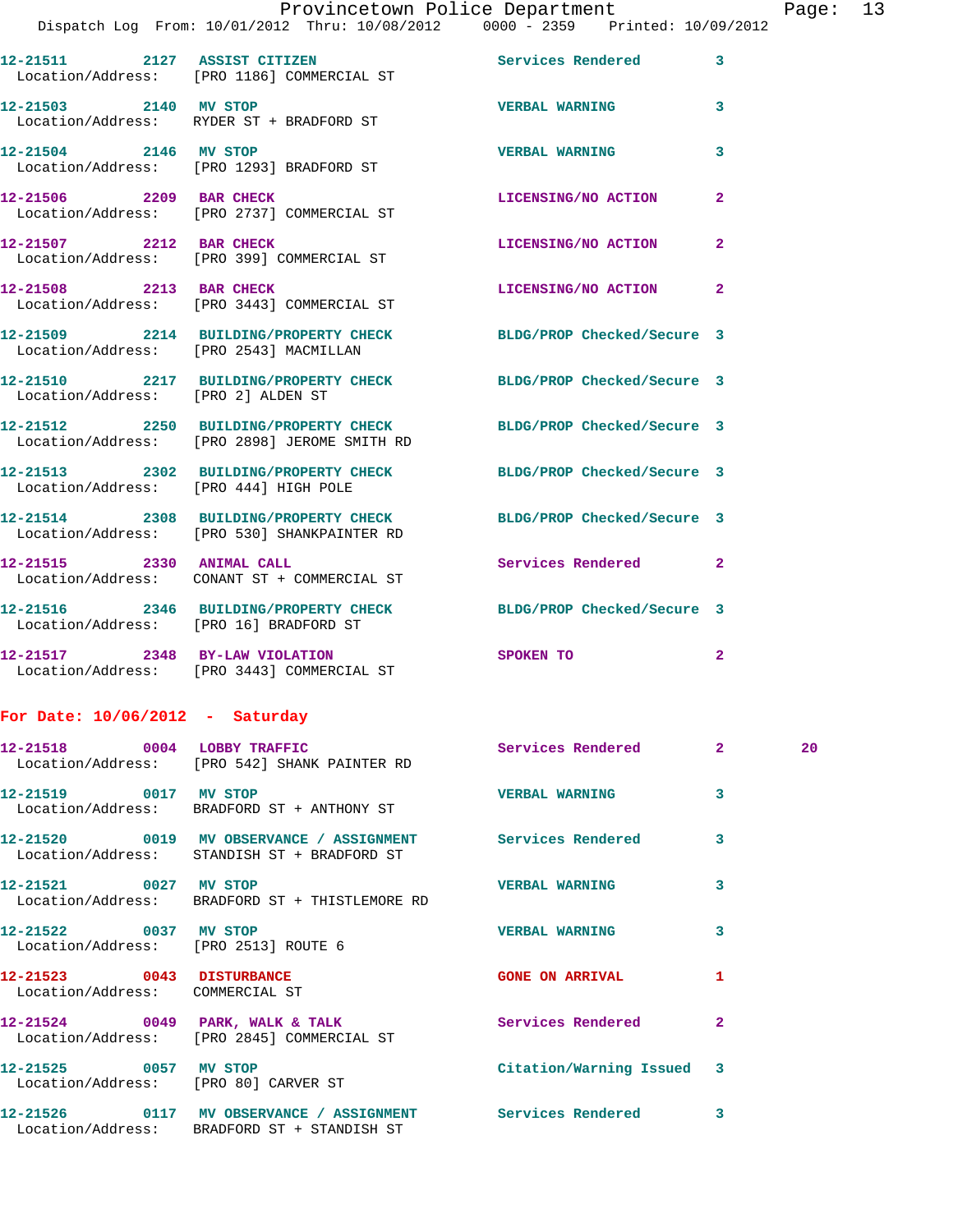12-21511 2127 ASSIST CITIZEN Services Rendered 3
Location/Address: [PRO 1186] COMMERCIAL ST

12-21503 2140 MV STOP VERBAL WARNING 3
Location/Address: RYDER ST + BRADFORD ST

12-21504 2146 MV STOP VERBAL WARNING 3
Location/Address: [PRO 1293] BRADFORD ST

12-21506 2209 BAR CHECK LICENSING/NO ACTION 2
Location/Address: [PRO 2737] COMMERCIAL ST

12-21507 2212 BAR CHECK LICENSING/NO ACTION 2
Location/Address: [PRO 399] COMMERCIAL ST

12-21508 2213 BAR CHECK LICENSING/NO ACTION 2
Location/Address: [PRO 3443] COMMERCIAL ST

12-21509 2214 BUILDING/PROPERTY CHECK BLDG/PROP Checked/Secure 3
Location/Address: [PRO 2543] MACMILLAN

12-21510 2217 BUILDING/PROPERTY CHECK BLDG/PROP Checked/Secure 3
Location/Address: [PRO 2] ALDEN ST

12-21512 2250 BUILDING/PROPERTY CHECK BLDG/PROP Checked/Secure 3
Location/Address: [PRO 2898] JEROME SMITH RD

12-21513 2302 BUILDING/PROPERTY CHECK BLDG/PROP Checked/Secure 3
Location/Address: [PRO 444] HIGH POLE

12-21514 2308 BUILDING/PROPERTY CHECK BLDG/PROP Checked/Secure 3
Location/Address: [PRO 530] SHANKPAINTER RD

12-21515 2330 ANIMAL CALL Services Rendered 2
Location/Address: CONANT ST + COMMERCIAL ST

12-21516 2346 BUILDING/PROPERTY CHECK BLDG/PROP Checked/Secure 3
Location/Address: [PRO 16] BRADFORD ST

12-21517 2348 BY-LAW VIOLATION SPOKEN TO 2
Location/Address: [PRO 3443] COMMERCIAL ST

**For Date: 10/06/2012 - Saturday**

12-21518 0004 LOBBY TRAFFIC Services Rendered 2 20
Location/Address: [PRO 542] SHANK PAINTER RD

12-21519 0017 MV STOP VERBAL WARNING 3
Location/Address: BRADFORD ST + ANTHONY ST

12-21520 0019 MV OBSERVANCE / ASSIGNMENT Services Rendered 3
Location/Address: STANDISH ST + BRADFORD ST

12-21521 0027 MV STOP VERBAL WARNING 3
Location/Address: BRADFORD ST + THISTLEMORE RD

12-21522 0037 MV STOP VERBAL WARNING 3
Location/Address: [PRO 2513] ROUTE 6

12-21523 0043 DISTURBANCE GONE ON ARRIVAL 1
Location/Address: COMMERCIAL ST

12-21524 0049 PARK, WALK & TALK Services Rendered 2
Location/Address: [PRO 2845] COMMERCIAL ST

12-21525 0057 MV STOP Citation/Warning Issued 3
Location/Address: [PRO 80] CARVER ST

12-21526 0117 MV OBSERVANCE / ASSIGNMENT Services Rendered 3
Location/Address: BRADFORD ST + STANDISH ST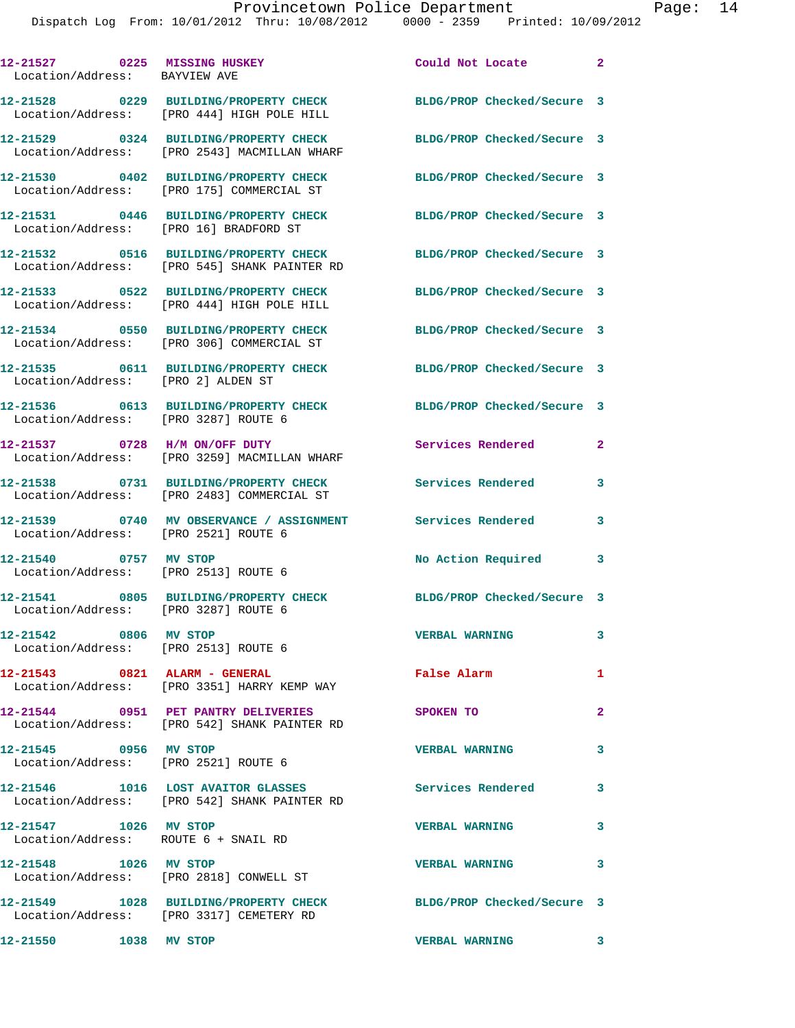12-21527 0225 MISSING HUSKEY Could Not Locate 2
Location/Address: BAYVIEW AVE

12-21528 0229 BUILDING/PROPERTY CHECK BLDG/PROP Checked/Secure 3
Location/Address: [PRO 444] HIGH POLE HILL

12-21529 0324 BUILDING/PROPERTY CHECK BLDG/PROP Checked/Secure 3
Location/Address: [PRO 2543] MACMILLAN WHARF

12-21530 0402 BUILDING/PROPERTY CHECK BLDG/PROP Checked/Secure 3
Location/Address: [PRO 175] COMMERCIAL ST

12-21531 0446 BUILDING/PROPERTY CHECK BLDG/PROP Checked/Secure 3
Location/Address: [PRO 16] BRADFORD ST

12-21532 0516 BUILDING/PROPERTY CHECK BLDG/PROP Checked/Secure 3
Location/Address: [PRO 545] SHANK PAINTER RD

12-21533 0522 BUILDING/PROPERTY CHECK BLDG/PROP Checked/Secure 3
Location/Address: [PRO 444] HIGH POLE HILL

12-21534 0550 BUILDING/PROPERTY CHECK BLDG/PROP Checked/Secure 3
Location/Address: [PRO 306] COMMERCIAL ST

12-21535 0611 BUILDING/PROPERTY CHECK BLDG/PROP Checked/Secure 3
Location/Address: [PRO 2] ALDEN ST

12-21536 0613 BUILDING/PROPERTY CHECK BLDG/PROP Checked/Secure 3
Location/Address: [PRO 3287] ROUTE 6

12-21537 0728 H/M ON/OFF DUTY Services Rendered 2
Location/Address: [PRO 3259] MACMILLAN WHARF

12-21538 0731 BUILDING/PROPERTY CHECK Services Rendered 3
Location/Address: [PRO 2483] COMMERCIAL ST

12-21539 0740 MV OBSERVANCE / ASSIGNMENT Services Rendered 3
Location/Address: [PRO 2521] ROUTE 6

12-21540 0757 MV STOP No Action Required 3
Location/Address: [PRO 2513] ROUTE 6

12-21541 0805 BUILDING/PROPERTY CHECK BLDG/PROP Checked/Secure 3
Location/Address: [PRO 3287] ROUTE 6

12-21542 0806 MV STOP VERBAL WARNING 3
Location/Address: [PRO 2513] ROUTE 6

12-21543 0821 ALARM - GENERAL False Alarm 1
Location/Address: [PRO 3351] HARRY KEMP WAY

12-21544 0951 PET PANTRY DELIVERIES SPOKEN TO 2
Location/Address: [PRO 542] SHANK PAINTER RD

12-21545 0956 MV STOP VERBAL WARNING 3
Location/Address: [PRO 2521] ROUTE 6

12-21546 1016 LOST AVAITOR GLASSES Services Rendered 3
Location/Address: [PRO 542] SHANK PAINTER RD

12-21547 1026 MV STOP VERBAL WARNING 3
Location/Address: ROUTE 6 + SNAIL RD

12-21548 1026 MV STOP VERBAL WARNING 3
Location/Address: [PRO 2818] CONWELL ST

12-21549 1028 BUILDING/PROPERTY CHECK BLDG/PROP Checked/Secure 3
Location/Address: [PRO 3317] CEMETERY RD

12-21550 1038 MV STOP VERBAL WARNING 3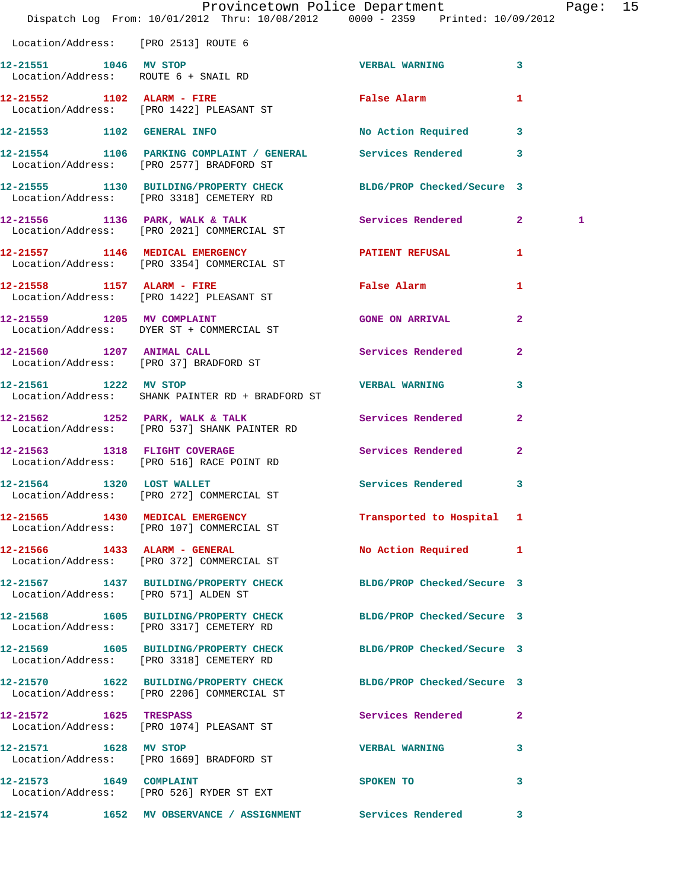Location/Address: [PRO 2513] ROUTE 6

| Call # | Time | Call Reason | Action | Priority | |
|---|---|---|---|---|---|
| 12-21551 | 1046 | MV STOP | VERBAL WARNING | 3 | |
| Location/Address: ROUTE 6 + SNAIL RD | | | | | |
| 12-21552 | 1102 | ALARM - FIRE | False Alarm | 1 | |
| Location/Address: [PRO 1422] PLEASANT ST | | | | | |
| 12-21553 | 1102 | GENERAL INFO | No Action Required | 3 | |
| 12-21554 | 1106 | PARKING COMPLAINT / GENERAL | Services Rendered | 3 | |
| Location/Address: [PRO 2577] BRADFORD ST | | | | | |
| 12-21555 | 1130 | BUILDING/PROPERTY CHECK | BLDG/PROP Checked/Secure | 3 | |
| Location/Address: [PRO 3318] CEMETERY RD | | | | | |
| 12-21556 | 1136 | PARK, WALK & TALK | Services Rendered | 2 | 1 |
| Location/Address: [PRO 2021] COMMERCIAL ST | | | | | |
| 12-21557 | 1146 | MEDICAL EMERGENCY | PATIENT REFUSAL | 1 | |
| Location/Address: [PRO 3354] COMMERCIAL ST | | | | | |
| 12-21558 | 1157 | ALARM - FIRE | False Alarm | 1 | |
| Location/Address: [PRO 1422] PLEASANT ST | | | | | |
| 12-21559 | 1205 | MV COMPLAINT | GONE ON ARRIVAL | 2 | |
| Location/Address: DYER ST + COMMERCIAL ST | | | | | |
| 12-21560 | 1207 | ANIMAL CALL | Services Rendered | 2 | |
| Location/Address: [PRO 37] BRADFORD ST | | | | | |
| 12-21561 | 1222 | MV STOP | VERBAL WARNING | 3 | |
| Location/Address: SHANK PAINTER RD + BRADFORD ST | | | | | |
| 12-21562 | 1252 | PARK, WALK & TALK | Services Rendered | 2 | |
| Location/Address: [PRO 537] SHANK PAINTER RD | | | | | |
| 12-21563 | 1318 | FLIGHT COVERAGE | Services Rendered | 2 | |
| Location/Address: [PRO 516] RACE POINT RD | | | | | |
| 12-21564 | 1320 | LOST WALLET | Services Rendered | 3 | |
| Location/Address: [PRO 272] COMMERCIAL ST | | | | | |
| 12-21565 | 1430 | MEDICAL EMERGENCY | Transported to Hospital | 1 | |
| Location/Address: [PRO 107] COMMERCIAL ST | | | | | |
| 12-21566 | 1433 | ALARM - GENERAL | No Action Required | 1 | |
| Location/Address: [PRO 372] COMMERCIAL ST | | | | | |
| 12-21567 | 1437 | BUILDING/PROPERTY CHECK | BLDG/PROP Checked/Secure | 3 | |
| Location/Address: [PRO 571] ALDEN ST | | | | | |
| 12-21568 | 1605 | BUILDING/PROPERTY CHECK | BLDG/PROP Checked/Secure | 3 | |
| Location/Address: [PRO 3317] CEMETERY RD | | | | | |
| 12-21569 | 1605 | BUILDING/PROPERTY CHECK | BLDG/PROP Checked/Secure | 3 | |
| Location/Address: [PRO 3318] CEMETERY RD | | | | | |
| 12-21570 | 1622 | BUILDING/PROPERTY CHECK | BLDG/PROP Checked/Secure | 3 | |
| Location/Address: [PRO 2206] COMMERCIAL ST | | | | | |
| 12-21572 | 1625 | TRESPASS | Services Rendered | 2 | |
| Location/Address: [PRO 1074] PLEASANT ST | | | | | |
| 12-21571 | 1628 | MV STOP | VERBAL WARNING | 3 | |
| Location/Address: [PRO 1669] BRADFORD ST | | | | | |
| 12-21573 | 1649 | COMPLAINT | SPOKEN TO | 3 | |
| Location/Address: [PRO 526] RYDER ST EXT | | | | | |
| 12-21574 | 1652 | MV OBSERVANCE / ASSIGNMENT | Services Rendered | 3 | |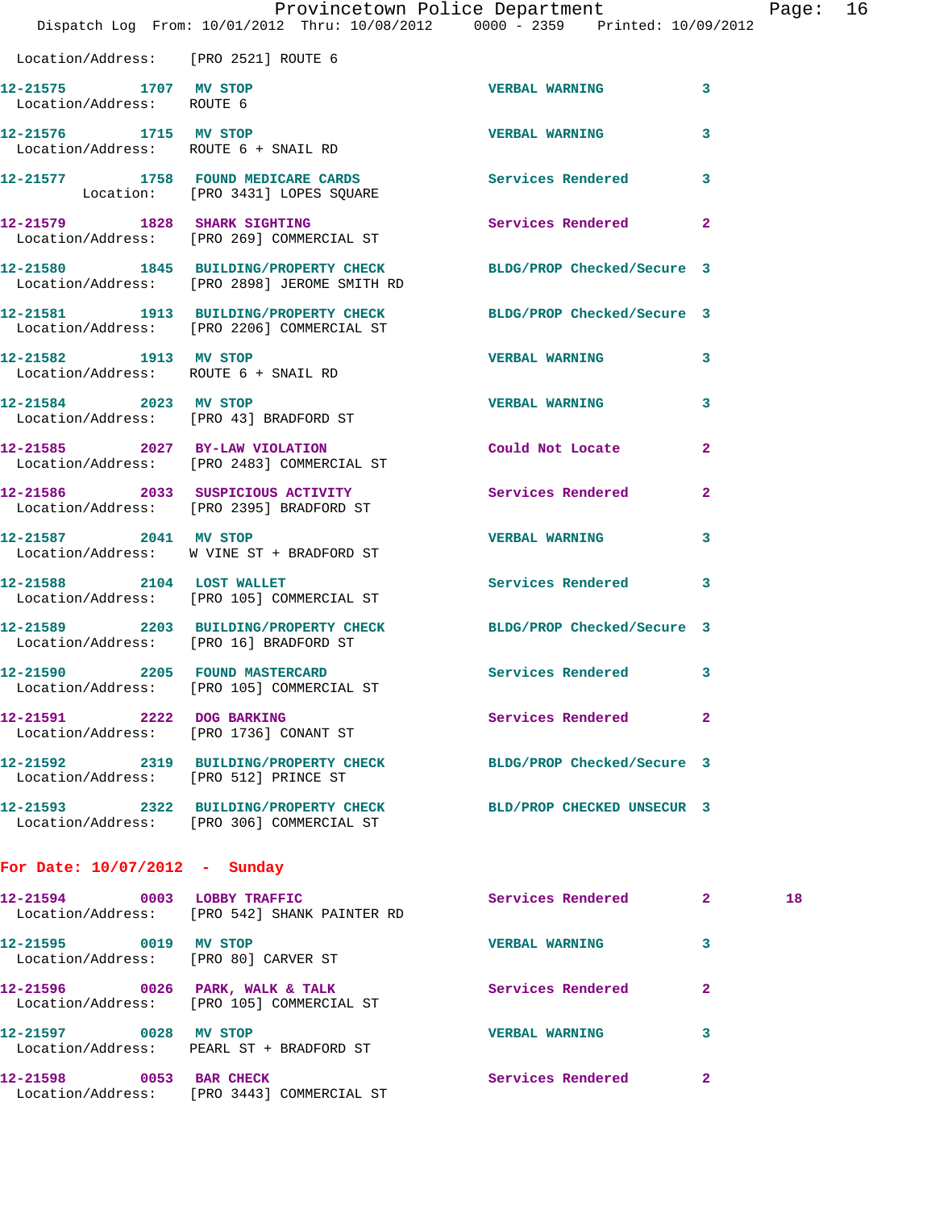Location/Address: [PRO 2521] ROUTE 6

**12-21575 1707 MV STOP** VERBAL WARNING 3
Location/Address: ROUTE 6

**12-21576 1715 MV STOP** VERBAL WARNING 3
Location/Address: ROUTE 6 + SNAIL RD

**12-21577 1758 FOUND MEDICARE CARDS** Services Rendered 3
Location: [PRO 3431] LOPES SQUARE

**12-21579 1828 SHARK SIGHTING** Services Rendered 2
Location/Address: [PRO 269] COMMERCIAL ST

**12-21580 1845 BUILDING/PROPERTY CHECK** BLDG/PROP Checked/Secure 3
Location/Address: [PRO 2898] JEROME SMITH RD

**12-21581 1913 BUILDING/PROPERTY CHECK** BLDG/PROP Checked/Secure 3
Location/Address: [PRO 2206] COMMERCIAL ST

**12-21582 1913 MV STOP** VERBAL WARNING 3
Location/Address: ROUTE 6 + SNAIL RD

**12-21584 2023 MV STOP** VERBAL WARNING 3
Location/Address: [PRO 43] BRADFORD ST

**12-21585 2027 BY-LAW VIOLATION** Could Not Locate 2
Location/Address: [PRO 2483] COMMERCIAL ST

**12-21586 2033 SUSPICIOUS ACTIVITY** Services Rendered 2
Location/Address: [PRO 2395] BRADFORD ST

**12-21587 2041 MV STOP** VERBAL WARNING 3
Location/Address: W VINE ST + BRADFORD ST

**12-21588 2104 LOST WALLET** Services Rendered 3
Location/Address: [PRO 105] COMMERCIAL ST

**12-21589 2203 BUILDING/PROPERTY CHECK** BLDG/PROP Checked/Secure 3
Location/Address: [PRO 16] BRADFORD ST

**12-21590 2205 FOUND MASTERCARD** Services Rendered 3
Location/Address: [PRO 105] COMMERCIAL ST

**12-21591 2222 DOG BARKING** Services Rendered 2
Location/Address: [PRO 1736] CONANT ST

**12-21592 2319 BUILDING/PROPERTY CHECK** BLDG/PROP Checked/Secure 3
Location/Address: [PRO 512] PRINCE ST

**12-21593 2322 BUILDING/PROPERTY CHECK** BLD/PROP CHECKED UNSECUR 3
Location/Address: [PRO 306] COMMERCIAL ST

## For Date: 10/07/2012 - Sunday

**12-21594 0003 LOBBY TRAFFIC** Services Rendered 2 18
Location/Address: [PRO 542] SHANK PAINTER RD

**12-21595 0019 MV STOP** VERBAL WARNING 3
Location/Address: [PRO 80] CARVER ST

**12-21596 0026 PARK, WALK & TALK** Services Rendered 2
Location/Address: [PRO 105] COMMERCIAL ST

**12-21597 0028 MV STOP** VERBAL WARNING 3
Location/Address: PEARL ST + BRADFORD ST

**12-21598 0053 BAR CHECK** Services Rendered 2
Location/Address: [PRO 3443] COMMERCIAL ST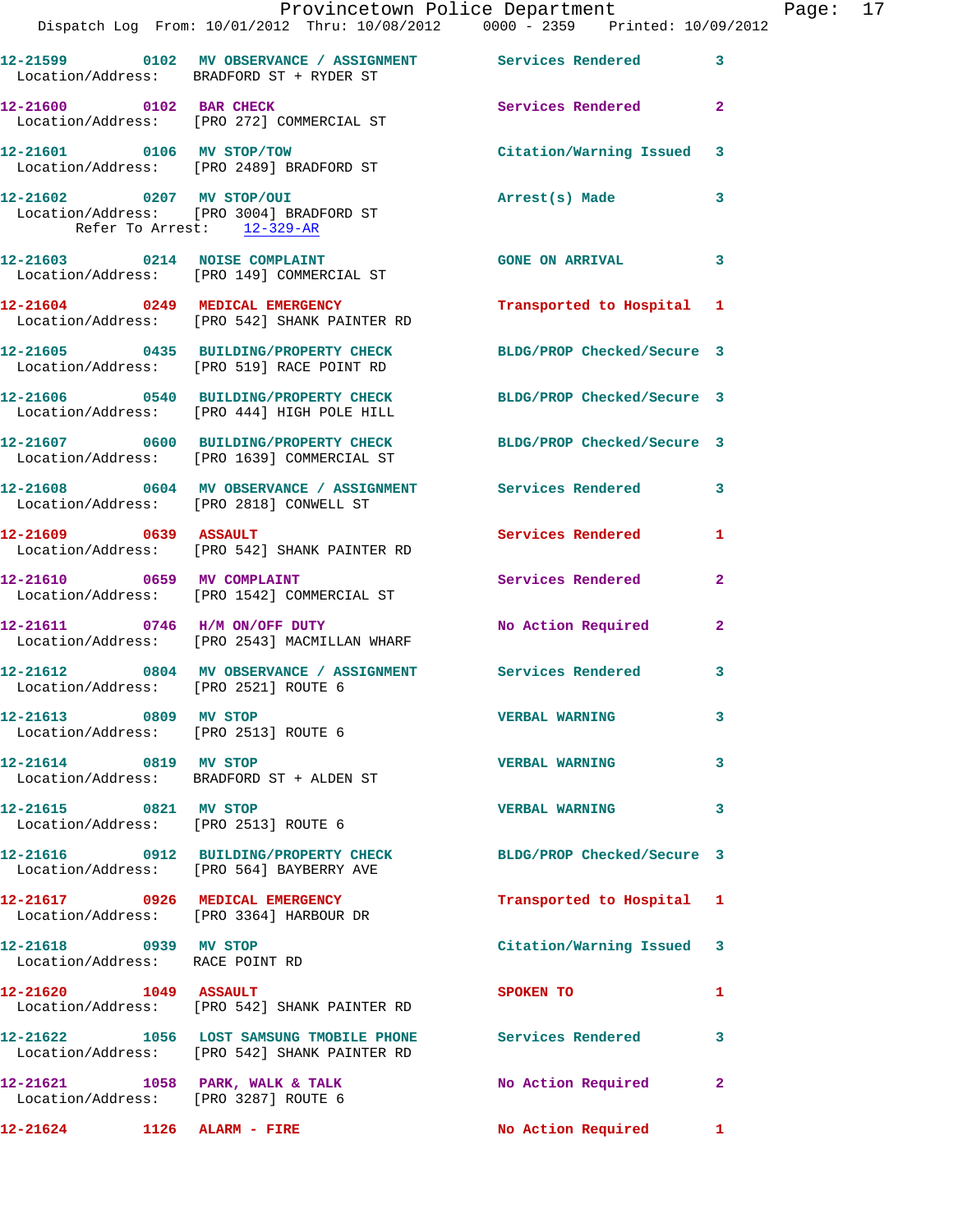12-21599 0102 MV OBSERVANCE / ASSIGNMENT Services Rendered 3
Location/Address: BRADFORD ST + RYDER ST

12-21600 0102 BAR CHECK Services Rendered 2
Location/Address: [PRO 272] COMMERCIAL ST

12-21601 0106 MV STOP/TOW Citation/Warning Issued 3
Location/Address: [PRO 2489] BRADFORD ST

12-21602 0207 MV STOP/OUI Arrest(s) Made 3
Location/Address: [PRO 3004] BRADFORD ST
Refer To Arrest: 12-329-AR

12-21603 0214 NOISE COMPLAINT GONE ON ARRIVAL 3
Location/Address: [PRO 149] COMMERCIAL ST

12-21604 0249 MEDICAL EMERGENCY Transported to Hospital 1
Location/Address: [PRO 542] SHANK PAINTER RD

12-21605 0435 BUILDING/PROPERTY CHECK BLDG/PROP Checked/Secure 3
Location/Address: [PRO 519] RACE POINT RD

12-21606 0540 BUILDING/PROPERTY CHECK BLDG/PROP Checked/Secure 3
Location/Address: [PRO 444] HIGH POLE HILL

12-21607 0600 BUILDING/PROPERTY CHECK BLDG/PROP Checked/Secure 3
Location/Address: [PRO 1639] COMMERCIAL ST

12-21608 0604 MV OBSERVANCE / ASSIGNMENT Services Rendered 3
Location/Address: [PRO 2818] CONWELL ST

12-21609 0639 ASSAULT Services Rendered 1
Location/Address: [PRO 542] SHANK PAINTER RD

12-21610 0659 MV COMPLAINT Services Rendered 2
Location/Address: [PRO 1542] COMMERCIAL ST

12-21611 0746 H/M ON/OFF DUTY No Action Required 2
Location/Address: [PRO 2543] MACMILLAN WHARF

12-21612 0804 MV OBSERVANCE / ASSIGNMENT Services Rendered 3
Location/Address: [PRO 2521] ROUTE 6

12-21613 0809 MV STOP VERBAL WARNING 3
Location/Address: [PRO 2513] ROUTE 6

12-21614 0819 MV STOP VERBAL WARNING 3
Location/Address: BRADFORD ST + ALDEN ST

12-21615 0821 MV STOP VERBAL WARNING 3
Location/Address: [PRO 2513] ROUTE 6

12-21616 0912 BUILDING/PROPERTY CHECK BLDG/PROP Checked/Secure 3
Location/Address: [PRO 564] BAYBERRY AVE

12-21617 0926 MEDICAL EMERGENCY Transported to Hospital 1
Location/Address: [PRO 3364] HARBOUR DR

12-21618 0939 MV STOP Citation/Warning Issued 3
Location/Address: RACE POINT RD

12-21620 1049 ASSAULT SPOKEN TO 1
Location/Address: [PRO 542] SHANK PAINTER RD

12-21622 1056 LOST SAMSUNG TMOBILE PHONE Services Rendered 3
Location/Address: [PRO 542] SHANK PAINTER RD

12-21621 1058 PARK, WALK & TALK No Action Required 2
Location/Address: [PRO 3287] ROUTE 6

12-21624 1126 ALARM - FIRE No Action Required 1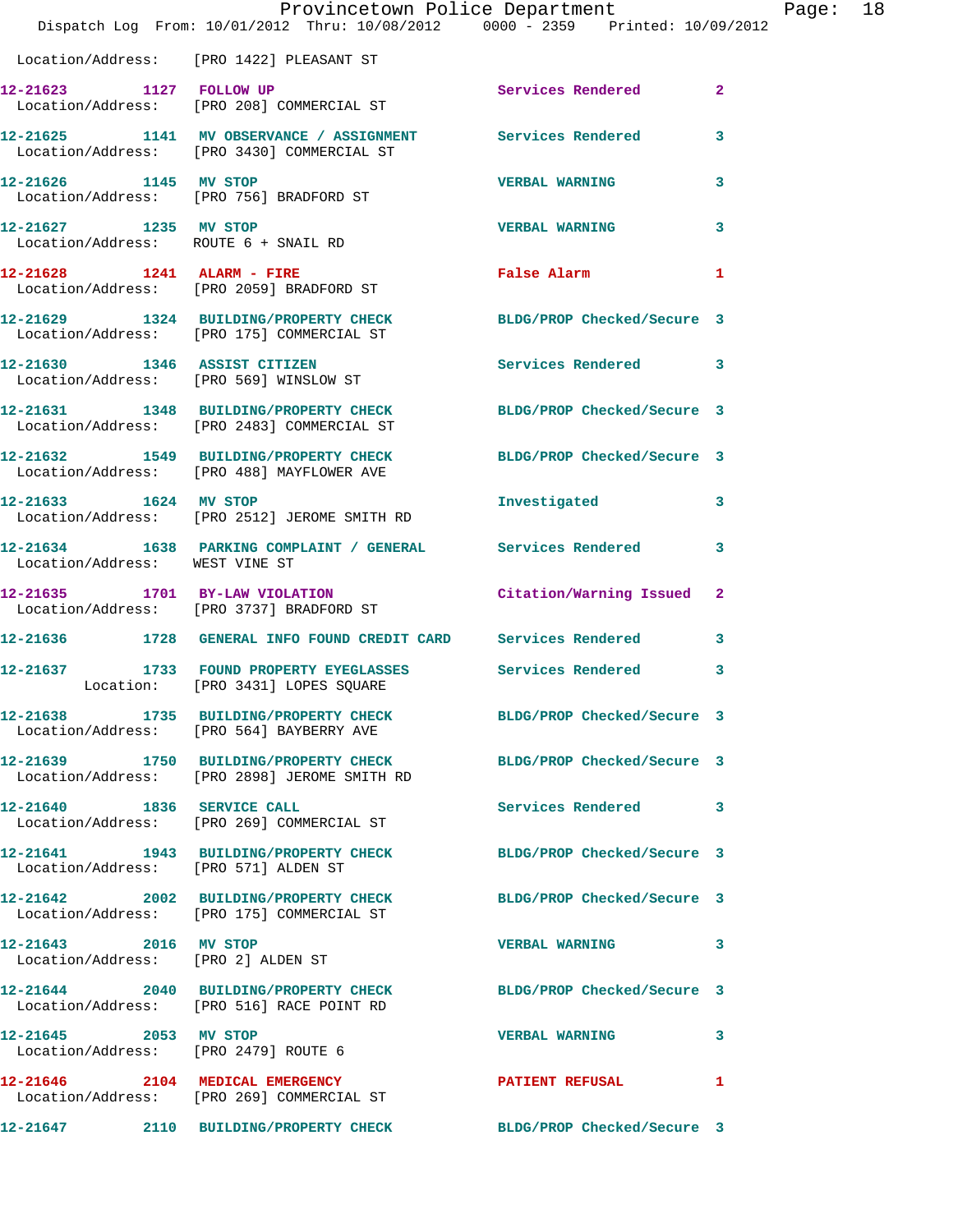Location/Address: [PRO 1422] PLEASANT ST

**12-21623 1127 FOLLOW UP** Services Rendered 2
Location/Address: [PRO 208] COMMERCIAL ST

**12-21625 1141 MV OBSERVANCE / ASSIGNMENT** Services Rendered 3
Location/Address: [PRO 3430] COMMERCIAL ST

**12-21626 1145 MV STOP** VERBAL WARNING 3
Location/Address: [PRO 756] BRADFORD ST

**12-21627 1235 MV STOP** VERBAL WARNING 3
Location/Address: ROUTE 6 + SNAIL RD

**12-21628 1241 ALARM - FIRE** False Alarm 1
Location/Address: [PRO 2059] BRADFORD ST

**12-21629 1324 BUILDING/PROPERTY CHECK** BLDG/PROP Checked/Secure 3
Location/Address: [PRO 175] COMMERCIAL ST

**12-21630 1346 ASSIST CITIZEN** Services Rendered 3
Location/Address: [PRO 569] WINSLOW ST

**12-21631 1348 BUILDING/PROPERTY CHECK** BLDG/PROP Checked/Secure 3
Location/Address: [PRO 2483] COMMERCIAL ST

**12-21632 1549 BUILDING/PROPERTY CHECK** BLDG/PROP Checked/Secure 3
Location/Address: [PRO 488] MAYFLOWER AVE

**12-21633 1624 MV STOP** Investigated 3
Location/Address: [PRO 2512] JEROME SMITH RD

**12-21634 1638 PARKING COMPLAINT / GENERAL** Services Rendered 3
Location/Address: WEST VINE ST

**12-21635 1701 BY-LAW VIOLATION** Citation/Warning Issued 2
Location/Address: [PRO 3737] BRADFORD ST

**12-21636 1728 GENERAL INFO FOUND CREDIT CARD** Services Rendered 3

**12-21637 1733 FOUND PROPERTY EYEGLASSES** Services Rendered 3
Location: [PRO 3431] LOPES SQUARE

**12-21638 1735 BUILDING/PROPERTY CHECK** BLDG/PROP Checked/Secure 3
Location/Address: [PRO 564] BAYBERRY AVE

**12-21639 1750 BUILDING/PROPERTY CHECK** BLDG/PROP Checked/Secure 3
Location/Address: [PRO 2898] JEROME SMITH RD

**12-21640 1836 SERVICE CALL** Services Rendered 3
Location/Address: [PRO 269] COMMERCIAL ST

**12-21641 1943 BUILDING/PROPERTY CHECK** BLDG/PROP Checked/Secure 3
Location/Address: [PRO 571] ALDEN ST

**12-21642 2002 BUILDING/PROPERTY CHECK** BLDG/PROP Checked/Secure 3
Location/Address: [PRO 175] COMMERCIAL ST

**12-21643 2016 MV STOP** VERBAL WARNING 3
Location/Address: [PRO 2] ALDEN ST

**12-21644 2040 BUILDING/PROPERTY CHECK** BLDG/PROP Checked/Secure 3
Location/Address: [PRO 516] RACE POINT RD

**12-21645 2053 MV STOP** VERBAL WARNING 3
Location/Address: [PRO 2479] ROUTE 6

**12-21646 2104 MEDICAL EMERGENCY** PATIENT REFUSAL 1
Location/Address: [PRO 269] COMMERCIAL ST

**12-21647 2110 BUILDING/PROPERTY CHECK** BLDG/PROP Checked/Secure 3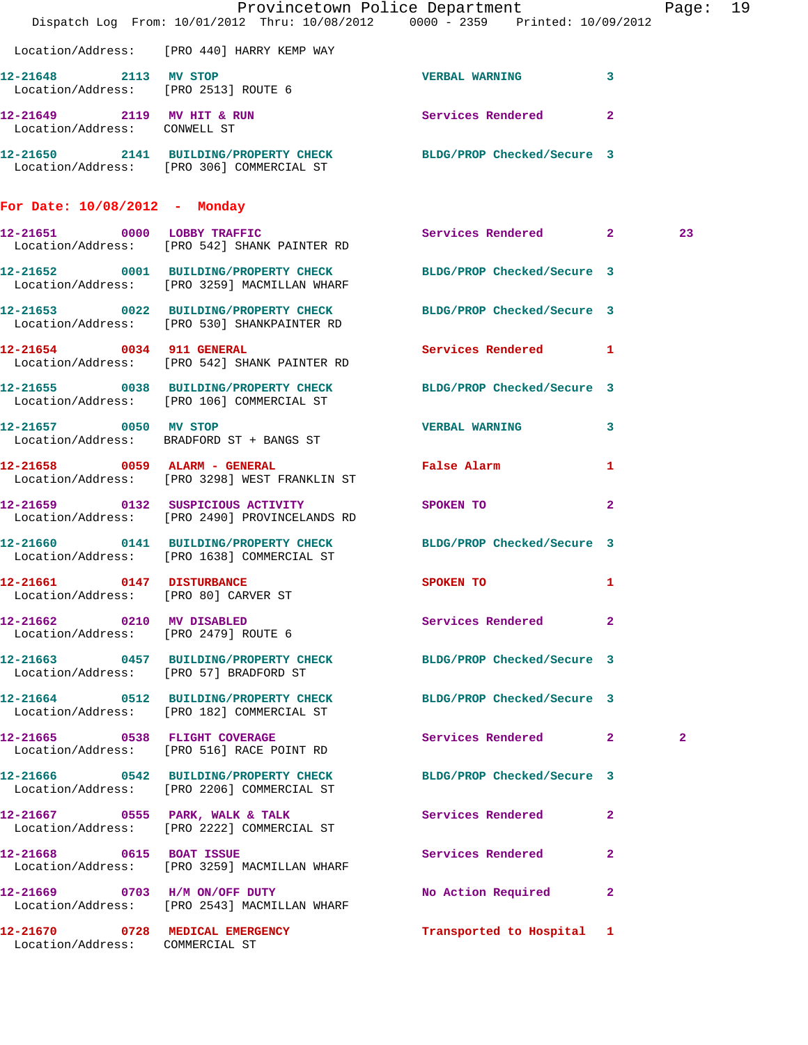Location/Address: [PRO 440] HARRY KEMP WAY

12-21648 2113 **MV STOP** VERBAL WARNING 3
Location/Address: [PRO 2513] ROUTE 6

12-21649 2119 **MV HIT & RUN** Services Rendered 2
Location/Address: CONWELL ST

12-21650 2141 **BUILDING/PROPERTY CHECK** BLDG/PROP Checked/Secure 3
Location/Address: [PRO 306] COMMERCIAL ST

## For Date: 10/08/2012 - Monday

12-21651 0000 **LOBBY TRAFFIC** Services Rendered 2 23
Location/Address: [PRO 542] SHANK PAINTER RD

12-21652 0001 **BUILDING/PROPERTY CHECK** BLDG/PROP Checked/Secure 3
Location/Address: [PRO 3259] MACMILLAN WHARF

12-21653 0022 **BUILDING/PROPERTY CHECK** BLDG/PROP Checked/Secure 3
Location/Address: [PRO 530] SHANKPAINTER RD

12-21654 0034 **911 GENERAL** Services Rendered 1
Location/Address: [PRO 542] SHANK PAINTER RD

12-21655 0038 **BUILDING/PROPERTY CHECK** BLDG/PROP Checked/Secure 3
Location/Address: [PRO 106] COMMERCIAL ST

12-21657 0050 **MV STOP** VERBAL WARNING 3
Location/Address: BRADFORD ST + BANGS ST

12-21658 0059 **ALARM - GENERAL** False Alarm 1
Location/Address: [PRO 3298] WEST FRANKLIN ST

12-21659 0132 **SUSPICIOUS ACTIVITY** SPOKEN TO 2
Location/Address: [PRO 2490] PROVINCELANDS RD

12-21660 0141 **BUILDING/PROPERTY CHECK** BLDG/PROP Checked/Secure 3
Location/Address: [PRO 1638] COMMERCIAL ST

12-21661 0147 **DISTURBANCE** SPOKEN TO 1
Location/Address: [PRO 80] CARVER ST

12-21662 0210 **MV DISABLED** Services Rendered 2
Location/Address: [PRO 2479] ROUTE 6

12-21663 0457 **BUILDING/PROPERTY CHECK** BLDG/PROP Checked/Secure 3
Location/Address: [PRO 57] BRADFORD ST

12-21664 0512 **BUILDING/PROPERTY CHECK** BLDG/PROP Checked/Secure 3
Location/Address: [PRO 182] COMMERCIAL ST

12-21665 0538 **FLIGHT COVERAGE** Services Rendered 2 2
Location/Address: [PRO 516] RACE POINT RD

12-21666 0542 **BUILDING/PROPERTY CHECK** BLDG/PROP Checked/Secure 3
Location/Address: [PRO 2206] COMMERCIAL ST

12-21667 0555 **PARK, WALK & TALK** Services Rendered 2
Location/Address: [PRO 2222] COMMERCIAL ST

12-21668 0615 **BOAT ISSUE** Services Rendered 2
Location/Address: [PRO 3259] MACMILLAN WHARF

12-21669 0703 **H/M ON/OFF DUTY** No Action Required 2
Location/Address: [PRO 2543] MACMILLAN WHARF

12-21670 0728 **MEDICAL EMERGENCY** Transported to Hospital 1
Location/Address: COMMERCIAL ST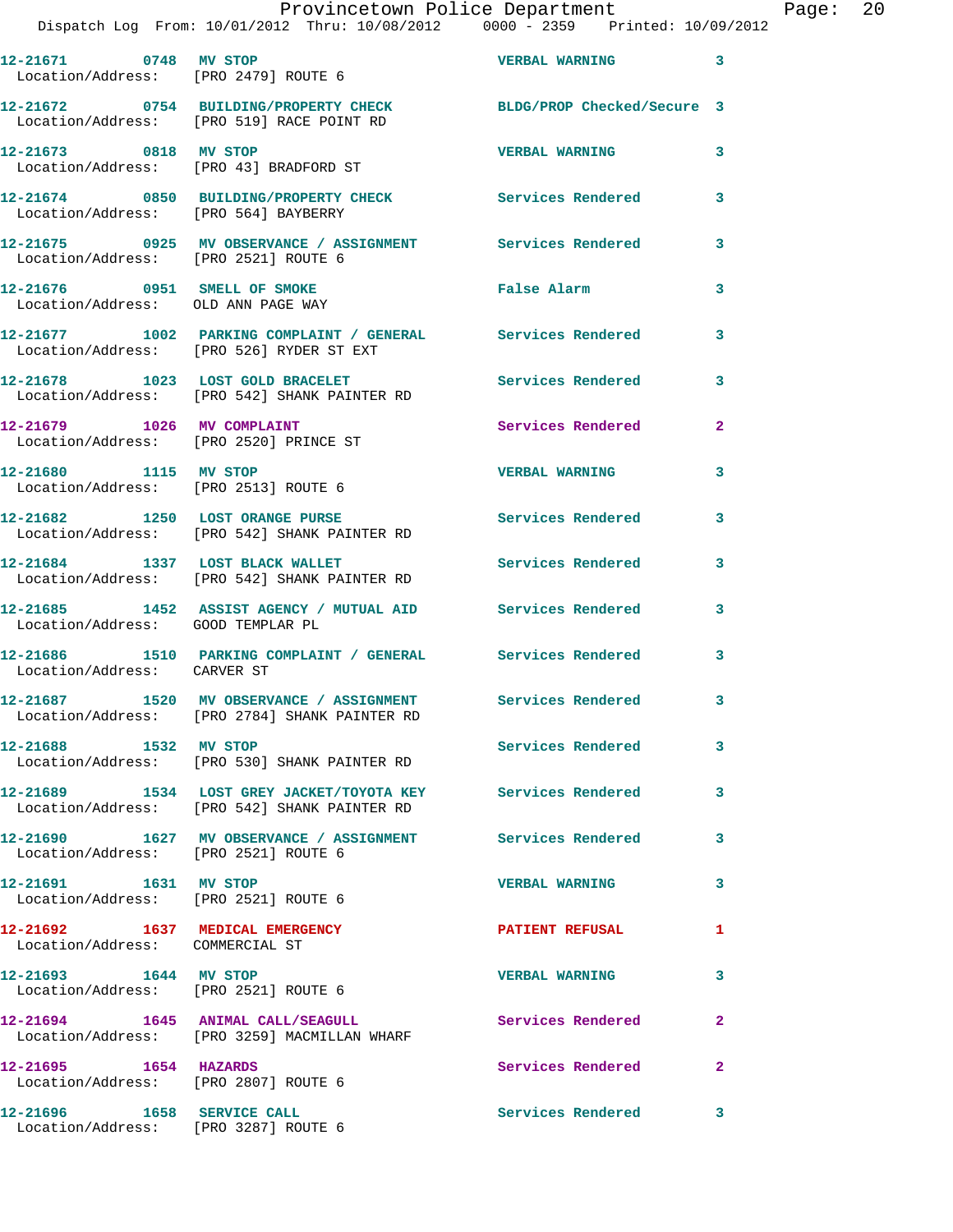12-21671 0748 MV STOP VERBAL WARNING 3
Location/Address: [PRO 2479] ROUTE 6

12-21672 0754 BUILDING/PROPERTY CHECK BLDG/PROP Checked/Secure 3
Location/Address: [PRO 519] RACE POINT RD

12-21673 0818 MV STOP VERBAL WARNING 3
Location/Address: [PRO 43] BRADFORD ST

12-21674 0850 BUILDING/PROPERTY CHECK Services Rendered 3
Location/Address: [PRO 564] BAYBERRY

12-21675 0925 MV OBSERVANCE / ASSIGNMENT Services Rendered 3
Location/Address: [PRO 2521] ROUTE 6

12-21676 0951 SMELL OF SMOKE False Alarm 3
Location/Address: OLD ANN PAGE WAY

12-21677 1002 PARKING COMPLAINT / GENERAL Services Rendered 3
Location/Address: [PRO 526] RYDER ST EXT

12-21678 1023 LOST GOLD BRACELET Services Rendered 3
Location/Address: [PRO 542] SHANK PAINTER RD

12-21679 1026 MV COMPLAINT Services Rendered 2
Location/Address: [PRO 2520] PRINCE ST

12-21680 1115 MV STOP VERBAL WARNING 3
Location/Address: [PRO 2513] ROUTE 6

12-21682 1250 LOST ORANGE PURSE Services Rendered 3
Location/Address: [PRO 542] SHANK PAINTER RD

12-21684 1337 LOST BLACK WALLET Services Rendered 3
Location/Address: [PRO 542] SHANK PAINTER RD

12-21685 1452 ASSIST AGENCY / MUTUAL AID Services Rendered 3
Location/Address: GOOD TEMPLAR PL

12-21686 1510 PARKING COMPLAINT / GENERAL Services Rendered 3
Location/Address: CARVER ST

12-21687 1520 MV OBSERVANCE / ASSIGNMENT Services Rendered 3
Location/Address: [PRO 2784] SHANK PAINTER RD

12-21688 1532 MV STOP Services Rendered 3
Location/Address: [PRO 530] SHANK PAINTER RD

12-21689 1534 LOST GREY JACKET/TOYOTA KEY Services Rendered 3
Location/Address: [PRO 542] SHANK PAINTER RD

12-21690 1627 MV OBSERVANCE / ASSIGNMENT Services Rendered 3
Location/Address: [PRO 2521] ROUTE 6

12-21691 1631 MV STOP VERBAL WARNING 3
Location/Address: [PRO 2521] ROUTE 6

12-21692 1637 MEDICAL EMERGENCY PATIENT REFUSAL 1
Location/Address: COMMERCIAL ST

12-21693 1644 MV STOP VERBAL WARNING 3
Location/Address: [PRO 2521] ROUTE 6

12-21694 1645 ANIMAL CALL/SEAGULL Services Rendered 2
Location/Address: [PRO 3259] MACMILLAN WHARF

12-21695 1654 HAZARDS Services Rendered 2
Location/Address: [PRO 2807] ROUTE 6

12-21696 1658 SERVICE CALL Services Rendered 3
Location/Address: [PRO 3287] ROUTE 6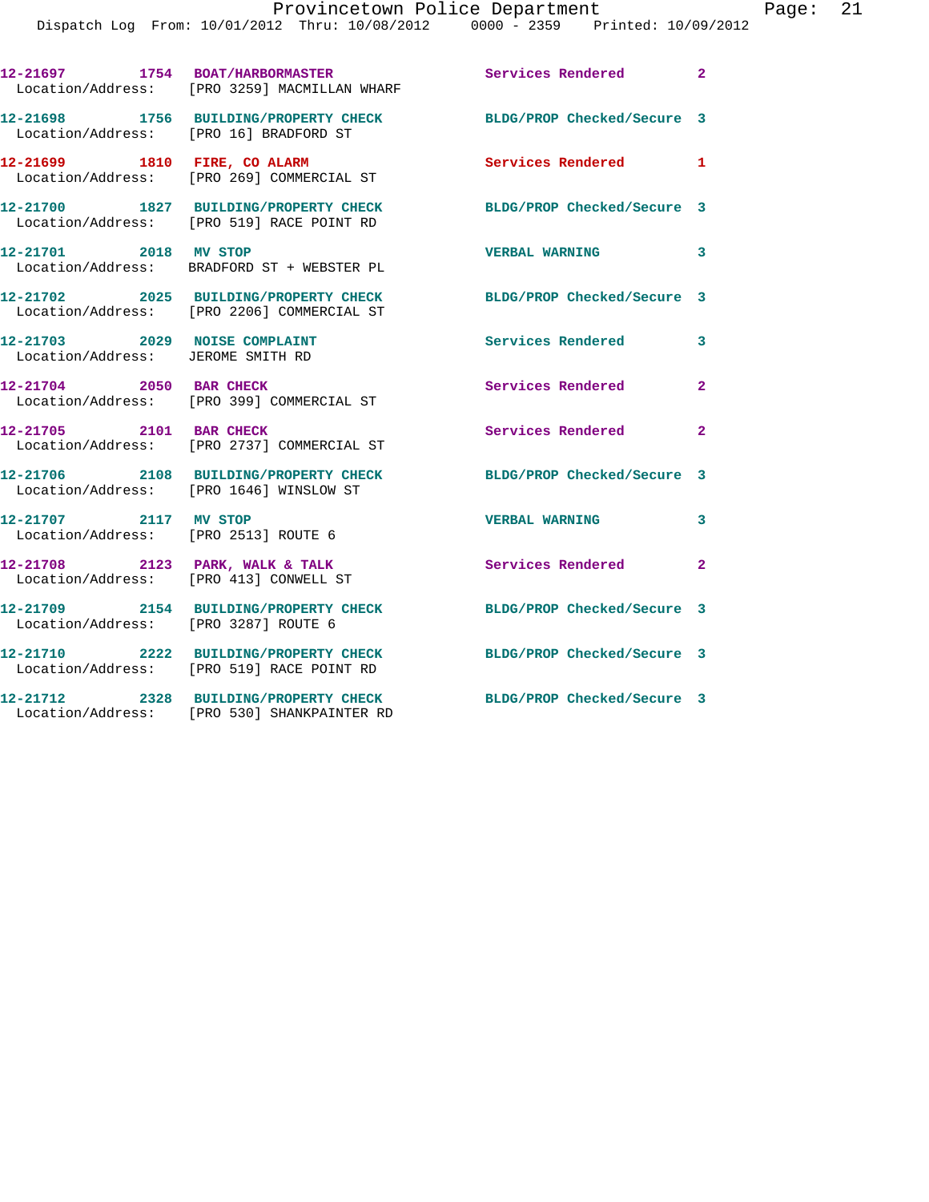| | | | | |
|---|---|---|---|---|
| 12-21697 | 1754 | BOAT/HARBORMASTER | Services Rendered | 2 |
| Location/Address: | | [PRO 3259] MACMILLAN WHARF | | |
| 12-21698 | 1756 | BUILDING/PROPERTY CHECK | BLDG/PROP Checked/Secure | 3 |
| Location/Address: | | [PRO 16] BRADFORD ST | | |
| 12-21699 | 1810 | FIRE, CO ALARM | Services Rendered | 1 |
| Location/Address: | | [PRO 269] COMMERCIAL ST | | |
| 12-21700 | 1827 | BUILDING/PROPERTY CHECK | BLDG/PROP Checked/Secure | 3 |
| Location/Address: | | [PRO 519] RACE POINT RD | | |
| 12-21701 | 2018 | MV STOP | VERBAL WARNING | 3 |
| Location/Address: | | BRADFORD ST + WEBSTER PL | | |
| 12-21702 | 2025 | BUILDING/PROPERTY CHECK | BLDG/PROP Checked/Secure | 3 |
| Location/Address: | | [PRO 2206] COMMERCIAL ST | | |
| 12-21703 | 2029 | NOISE COMPLAINT | Services Rendered | 3 |
| Location/Address: | | JEROME SMITH RD | | |
| 12-21704 | 2050 | BAR CHECK | Services Rendered | 2 |
| Location/Address: | | [PRO 399] COMMERCIAL ST | | |
| 12-21705 | 2101 | BAR CHECK | Services Rendered | 2 |
| Location/Address: | | [PRO 2737] COMMERCIAL ST | | |
| 12-21706 | 2108 | BUILDING/PROPERTY CHECK | BLDG/PROP Checked/Secure | 3 |
| Location/Address: | | [PRO 1646] WINSLOW ST | | |
| 12-21707 | 2117 | MV STOP | VERBAL WARNING | 3 |
| Location/Address: | | [PRO 2513] ROUTE 6 | | |
| 12-21708 | 2123 | PARK, WALK & TALK | Services Rendered | 2 |
| Location/Address: | | [PRO 413] CONWELL ST | | |
| 12-21709 | 2154 | BUILDING/PROPERTY CHECK | BLDG/PROP Checked/Secure | 3 |
| Location/Address: | | [PRO 3287] ROUTE 6 | | |
| 12-21710 | 2222 | BUILDING/PROPERTY CHECK | BLDG/PROP Checked/Secure | 3 |
| Location/Address: | | [PRO 519] RACE POINT RD | | |
| 12-21712 | 2328 | BUILDING/PROPERTY CHECK | BLDG/PROP Checked/Secure | 3 |
| Location/Address: | | [PRO 530] SHANKPAINTER RD | | |